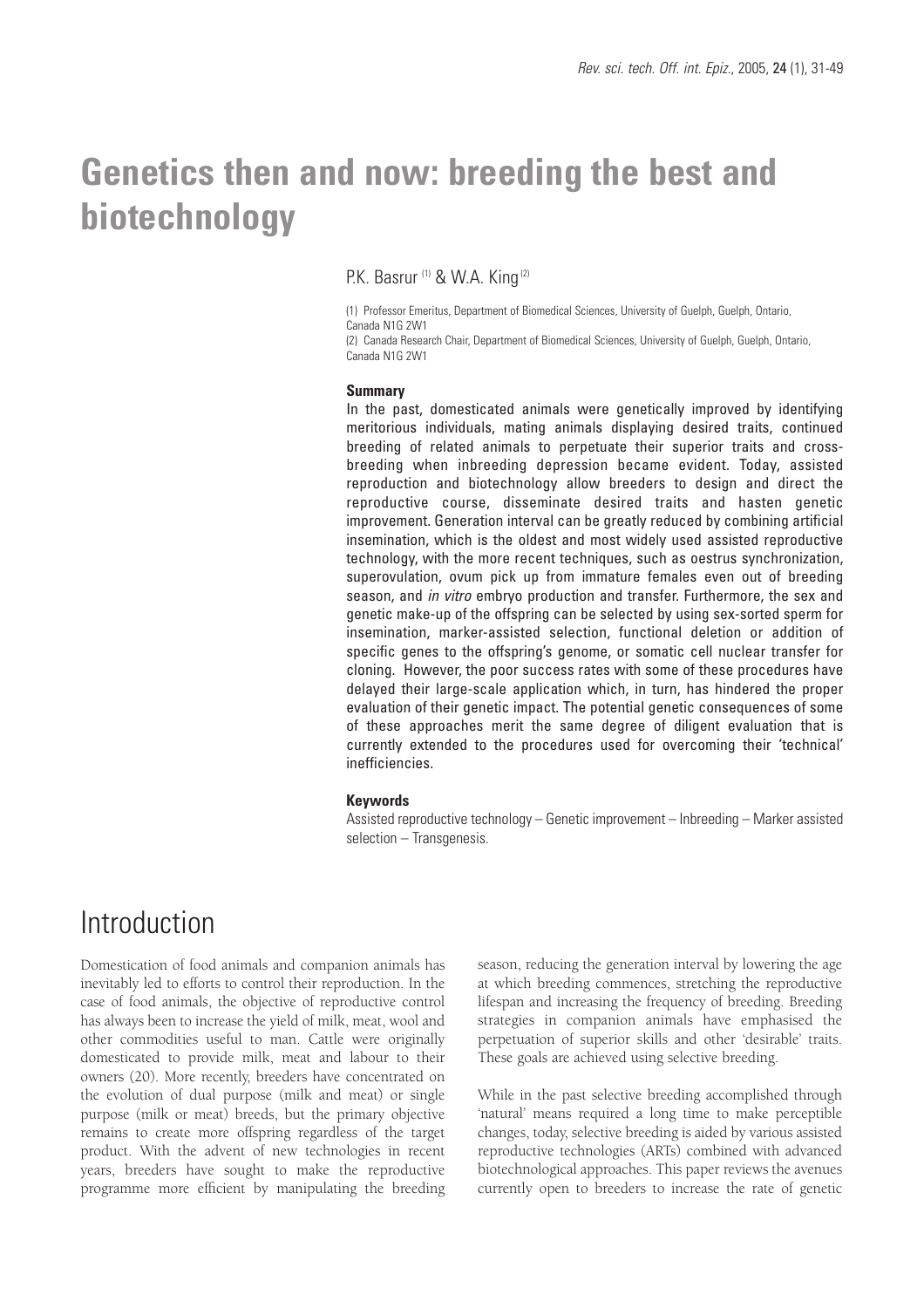# Genetics then and now: breeding the best and biotechnology

P.K. Basrur [(1)] & W.A. King [(2)]

(1) Professor Emeritus, Department of Biomedical Sciences, University of Guelph, Guelph, Ontario, Canada N1G 2W1

(2) Canada Research Chair, Department of Biomedical Sciences, University of Guelph, Guelph, Ontario, Canada N1G 2W1

### Summary

In the past, domesticated animals were genetically improved by identifying meritorious individuals, mating animals displaying desired traits, continued breeding of related animals to perpetuate their superior traits and cross-breeding when inbreeding depression became evident. Today, assisted reproduction and biotechnology allow breeders to design and direct the reproductive course, disseminate desired traits and hasten genetic improvement. Generation interval can be greatly reduced by combining artificial insemination, which is the oldest and most widely used assisted reproductive technology, with the more recent techniques, such as oestrus synchronization, superovulation, ovum pick up from immature females even out of breeding season, and *in vitro* embryo production and transfer. Furthermore, the sex and genetic make-up of the offspring can be selected by using sex-sorted sperm for insemination, marker-assisted selection, functional deletion or addition of specific genes to the offspring's genome, or somatic cell nuclear transfer for cloning. However, the poor success rates with some of these procedures have delayed their large-scale application which, in turn, has hindered the proper evaluation of their genetic impact. The potential genetic consequences of some of these approaches merit the same degree of diligent evaluation that is currently extended to the procedures used for overcoming their 'technical' inefficiencies.

### Keywords

Assisted reproductive technology – Genetic improvement – Inbreeding – Marker assisted selection – Transgenesis.

## Introduction

Domestication of food animals and companion animals has inevitably led to efforts to control their reproduction. In the case of food animals, the objective of reproductive control has always been to increase the yield of milk, meat, wool and other commodities useful to man. Cattle were originally domesticated to provide milk, meat and labour to their owners (20). More recently, breeders have concentrated on the evolution of dual purpose (milk and meat) or single purpose (milk or meat) breeds, but the primary objective remains to create more offspring regardless of the target product. With the advent of new technologies in recent years, breeders have sought to make the reproductive programme more efficient by manipulating the breeding season, reducing the generation interval by lowering the age at which breeding commences, stretching the reproductive lifespan and increasing the frequency of breeding. Breeding strategies in companion animals have emphasised the perpetuation of superior skills and other 'desirable' traits. These goals are achieved using selective breeding.

While in the past selective breeding accomplished through 'natural' means required a long time to make perceptible changes, today, selective breeding is aided by various assisted reproductive technologies (ARTs) combined with advanced biotechnological approaches. This paper reviews the avenues currently open to breeders to increase the rate of genetic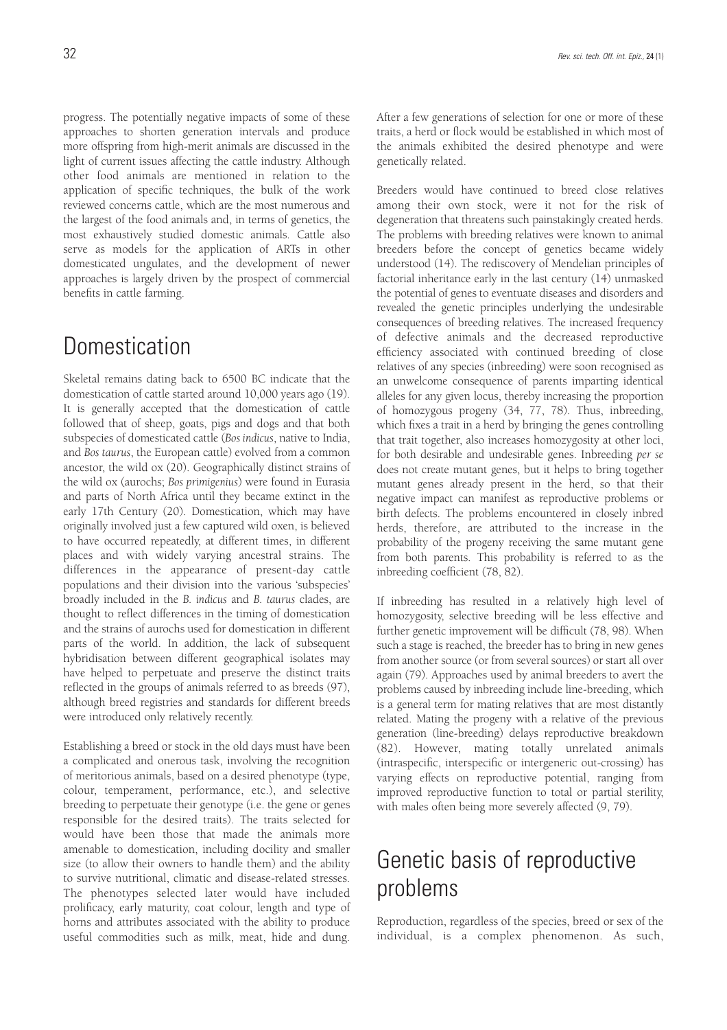progress. The potentially negative impacts of some of these approaches to shorten generation intervals and produce more offspring from high-merit animals are discussed in the light of current issues affecting the cattle industry. Although other food animals are mentioned in relation to the application of specific techniques, the bulk of the work reviewed concerns cattle, which are the most numerous and the largest of the food animals and, in terms of genetics, the most exhaustively studied domestic animals. Cattle also serve as models for the application of ARTs in other domesticated ungulates, and the development of newer approaches is largely driven by the prospect of commercial benefits in cattle farming.

# Domestication

Skeletal remains dating back to 6500 BC indicate that the domestication of cattle started around 10,000 years ago (19). It is generally accepted that the domestication of cattle followed that of sheep, goats, pigs and dogs and that both subspecies of domesticated cattle (*Bos indicus*, native to India, and *Bos taurus*, the European cattle) evolved from a common ancestor, the wild ox (20). Geographically distinct strains of the wild ox (aurochs; *Bos primigenius*) were found in Eurasia and parts of North Africa until they became extinct in the early 17th Century (20). Domestication, which may have originally involved just a few captured wild oxen, is believed to have occurred repeatedly, at different times, in different places and with widely varying ancestral strains. The differences in the appearance of present-day cattle populations and their division into the various 'subspecies' broadly included in the *B. indicus* and *B. taurus* clades, are thought to reflect differences in the timing of domestication and the strains of aurochs used for domestication in different parts of the world. In addition, the lack of subsequent hybridisation between different geographical isolates may have helped to perpetuate and preserve the distinct traits reflected in the groups of animals referred to as breeds (97), although breed registries and standards for different breeds were introduced only relatively recently.

Establishing a breed or stock in the old days must have been a complicated and onerous task, involving the recognition of meritorious animals, based on a desired phenotype (type, colour, temperament, performance, etc.), and selective breeding to perpetuate their genotype (i.e. the gene or genes responsible for the desired traits). The traits selected for would have been those that made the animals more amenable to domestication, including docility and smaller size (to allow their owners to handle them) and the ability to survive nutritional, climatic and disease-related stresses. The phenotypes selected later would have included prolificacy, early maturity, coat colour, length and type of horns and attributes associated with the ability to produce useful commodities such as milk, meat, hide and dung. After a few generations of selection for one or more of these traits, a herd or flock would be established in which most of the animals exhibited the desired phenotype and were genetically related.

Breeders would have continued to breed close relatives among their own stock, were it not for the risk of degeneration that threatens such painstakingly created herds. The problems with breeding relatives were known to animal breeders before the concept of genetics became widely understood (14). The rediscovery of Mendelian principles of factorial inheritance early in the last century (14) unmasked the potential of genes to eventuate diseases and disorders and revealed the genetic principles underlying the undesirable consequences of breeding relatives. The increased frequency of defective animals and the decreased reproductive efficiency associated with continued breeding of close relatives of any species (inbreeding) were soon recognised as an unwelcome consequence of parents imparting identical alleles for any given locus, thereby increasing the proportion of homozygous progeny (34, 77, 78). Thus, inbreeding, which fixes a trait in a herd by bringing the genes controlling that trait together, also increases homozygosity at other loci, for both desirable and undesirable genes. Inbreeding *per se* does not create mutant genes, but it helps to bring together mutant genes already present in the herd, so that their negative impact can manifest as reproductive problems or birth defects. The problems encountered in closely inbred herds, therefore, are attributed to the increase in the probability of the progeny receiving the same mutant gene from both parents. This probability is referred to as the inbreeding coefficient (78, 82).

If inbreeding has resulted in a relatively high level of homozygosity, selective breeding will be less effective and further genetic improvement will be difficult (78, 98). When such a stage is reached, the breeder has to bring in new genes from another source (or from several sources) or start all over again (79). Approaches used by animal breeders to avert the problems caused by inbreeding include line-breeding, which is a general term for mating relatives that are most distantly related. Mating the progeny with a relative of the previous generation (line-breeding) delays reproductive breakdown (82). However, mating totally unrelated animals (intraspecific, interspecific or intergeneric out-crossing) has varying effects on reproductive potential, ranging from improved reproductive function to total or partial sterility, with males often being more severely affected (9, 79).

# Genetic basis of reproductive problems

Reproduction, regardless of the species, breed or sex of the individual, is a complex phenomenon. As such,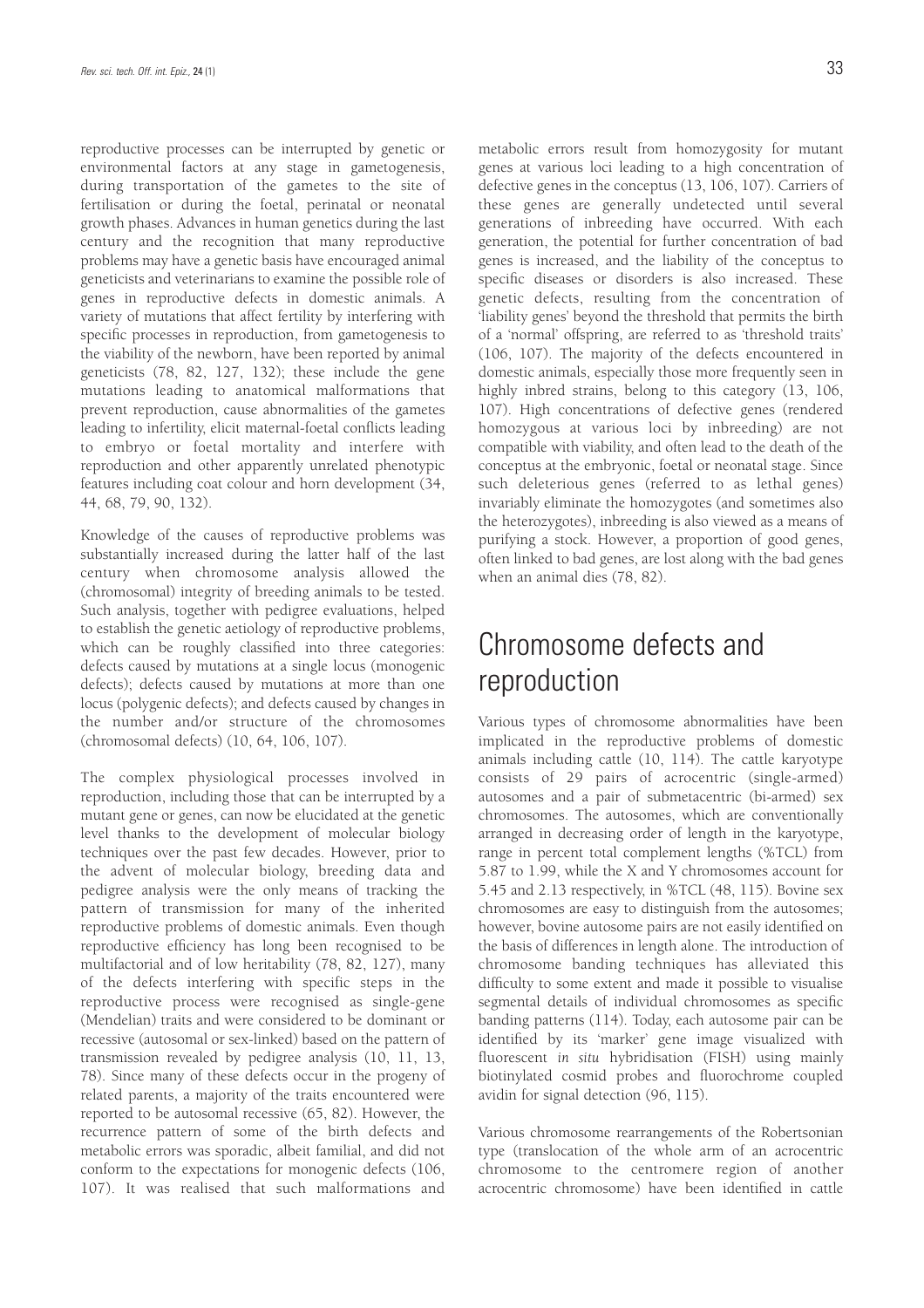reproductive processes can be interrupted by genetic or environmental factors at any stage in gametogenesis, during transportation of the gametes to the site of fertilisation or during the foetal, perinatal or neonatal growth phases. Advances in human genetics during the last century and the recognition that many reproductive problems may have a genetic basis have encouraged animal geneticists and veterinarians to examine the possible role of genes in reproductive defects in domestic animals. A variety of mutations that affect fertility by interfering with specific processes in reproduction, from gametogenesis to the viability of the newborn, have been reported by animal geneticists (78, 82, 127, 132); these include the gene mutations leading to anatomical malformations that prevent reproduction, cause abnormalities of the gametes leading to infertility, elicit maternal-foetal conflicts leading to embryo or foetal mortality and interfere with reproduction and other apparently unrelated phenotypic features including coat colour and horn development (34, 44, 68, 79, 90, 132).

Knowledge of the causes of reproductive problems was substantially increased during the latter half of the last century when chromosome analysis allowed the (chromosomal) integrity of breeding animals to be tested. Such analysis, together with pedigree evaluations, helped to establish the genetic aetiology of reproductive problems, which can be roughly classified into three categories: defects caused by mutations at a single locus (monogenic defects); defects caused by mutations at more than one locus (polygenic defects); and defects caused by changes in the number and/or structure of the chromosomes (chromosomal defects) (10, 64, 106, 107).

The complex physiological processes involved in reproduction, including those that can be interrupted by a mutant gene or genes, can now be elucidated at the genetic level thanks to the development of molecular biology techniques over the past few decades. However, prior to the advent of molecular biology, breeding data and pedigree analysis were the only means of tracking the pattern of transmission for many of the inherited reproductive problems of domestic animals. Even though reproductive efficiency has long been recognised to be multifactorial and of low heritability (78, 82, 127), many of the defects interfering with specific steps in the reproductive process were recognised as single-gene (Mendelian) traits and were considered to be dominant or recessive (autosomal or sex-linked) based on the pattern of transmission revealed by pedigree analysis (10, 11, 13, 78). Since many of these defects occur in the progeny of related parents, a majority of the traits encountered were reported to be autosomal recessive (65, 82). However, the recurrence pattern of some of the birth defects and metabolic errors was sporadic, albeit familial, and did not conform to the expectations for monogenic defects (106, 107). It was realised that such malformations and metabolic errors result from homozygosity for mutant genes at various loci leading to a high concentration of defective genes in the conceptus (13, 106, 107). Carriers of these genes are generally undetected until several generations of inbreeding have occurred. With each generation, the potential for further concentration of bad genes is increased, and the liability of the conceptus to specific diseases or disorders is also increased. These genetic defects, resulting from the concentration of 'liability genes' beyond the threshold that permits the birth of a 'normal' offspring, are referred to as 'threshold traits' (106, 107). The majority of the defects encountered in domestic animals, especially those more frequently seen in highly inbred strains, belong to this category (13, 106, 107). High concentrations of defective genes (rendered homozygous at various loci by inbreeding) are not compatible with viability, and often lead to the death of the conceptus at the embryonic, foetal or neonatal stage. Since such deleterious genes (referred to as lethal genes) invariably eliminate the homozygotes (and sometimes also the heterozygotes), inbreeding is also viewed as a means of purifying a stock. However, a proportion of good genes, often linked to bad genes, are lost along with the bad genes when an animal dies (78, 82).

# Chromosome defects and reproduction

Various types of chromosome abnormalities have been implicated in the reproductive problems of domestic animals including cattle (10, 114). The cattle karyotype consists of 29 pairs of acrocentric (single-armed) autosomes and a pair of submetacentric (bi-armed) sex chromosomes. The autosomes, which are conventionally arranged in decreasing order of length in the karyotype, range in percent total complement lengths (%TCL) from 5.87 to 1.99, while the X and Y chromosomes account for 5.45 and 2.13 respectively, in %TCL (48, 115). Bovine sex chromosomes are easy to distinguish from the autosomes; however, bovine autosome pairs are not easily identified on the basis of differences in length alone. The introduction of chromosome banding techniques has alleviated this difficulty to some extent and made it possible to visualise segmental details of individual chromosomes as specific banding patterns (114). Today, each autosome pair can be identified by its 'marker' gene image visualized with fluorescent *in situ* hybridisation (FISH) using mainly biotinylated cosmid probes and fluorochrome coupled avidin for signal detection (96, 115).

Various chromosome rearrangements of the Robertsonian type (translocation of the whole arm of an acrocentric chromosome to the centromere region of another acrocentric chromosome) have been identified in cattle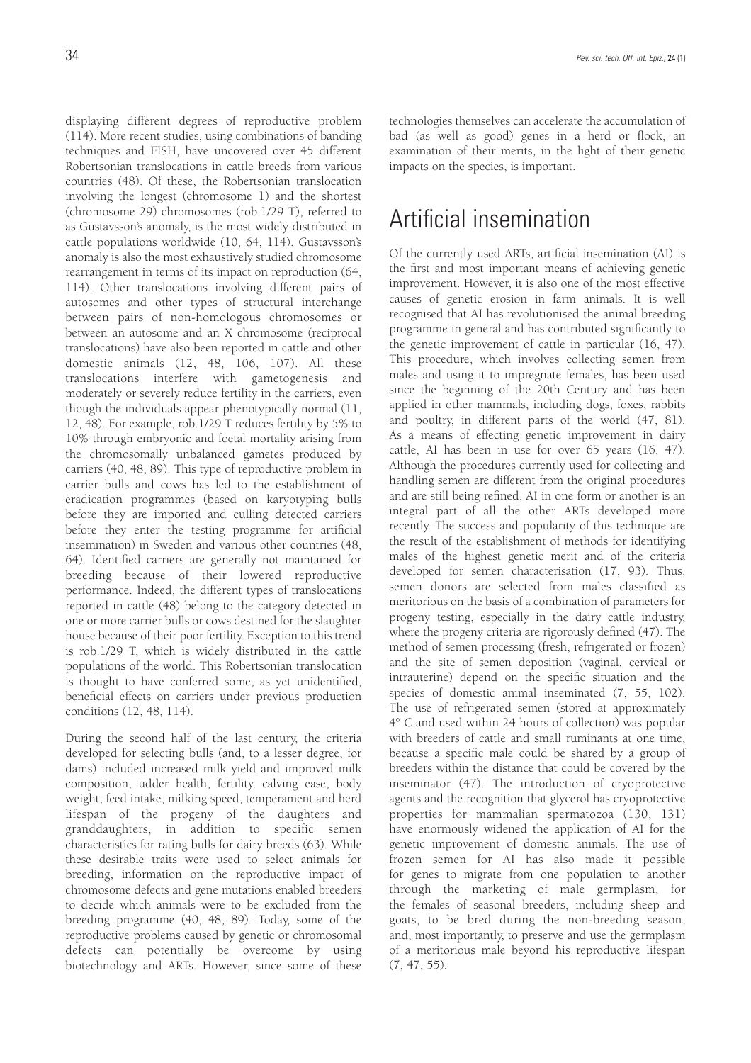displaying different degrees of reproductive problem (114). More recent studies, using combinations of banding techniques and FISH, have uncovered over 45 different Robertsonian translocations in cattle breeds from various countries (48). Of these, the Robertsonian translocation involving the longest (chromosome 1) and the shortest (chromosome 29) chromosomes (rob.1/29 T), referred to as Gustavsson's anomaly, is the most widely distributed in cattle populations worldwide (10, 64, 114). Gustavsson's anomaly is also the most exhaustively studied chromosome rearrangement in terms of its impact on reproduction (64, 114). Other translocations involving different pairs of autosomes and other types of structural interchange between pairs of non-homologous chromosomes or between an autosome and an X chromosome (reciprocal translocations) have also been reported in cattle and other domestic animals (12, 48, 106, 107). All these translocations interfere with gametogenesis and moderately or severely reduce fertility in the carriers, even though the individuals appear phenotypically normal (11, 12, 48). For example, rob.1/29 T reduces fertility by 5% to 10% through embryonic and foetal mortality arising from the chromosomally unbalanced gametes produced by carriers (40, 48, 89). This type of reproductive problem in carrier bulls and cows has led to the establishment of eradication programmes (based on karyotyping bulls before they are imported and culling detected carriers before they enter the testing programme for artificial insemination) in Sweden and various other countries (48, 64). Identified carriers are generally not maintained for breeding because of their lowered reproductive performance. Indeed, the different types of translocations reported in cattle (48) belong to the category detected in one or more carrier bulls or cows destined for the slaughter house because of their poor fertility. Exception to this trend is rob.1/29 T, which is widely distributed in the cattle populations of the world. This Robertsonian translocation is thought to have conferred some, as yet unidentified, beneficial effects on carriers under previous production conditions (12, 48, 114).

During the second half of the last century, the criteria developed for selecting bulls (and, to a lesser degree, for dams) included increased milk yield and improved milk composition, udder health, fertility, calving ease, body weight, feed intake, milking speed, temperament and herd lifespan of the progeny of the daughters and granddaughters, in addition to specific semen characteristics for rating bulls for dairy breeds (63). While these desirable traits were used to select animals for breeding, information on the reproductive impact of chromosome defects and gene mutations enabled breeders to decide which animals were to be excluded from the breeding programme (40, 48, 89). Today, some of the reproductive problems caused by genetic or chromosomal defects can potentially be overcome by using biotechnology and ARTs. However, since some of these technologies themselves can accelerate the accumulation of bad (as well as good) genes in a herd or flock, an examination of their merits, in the light of their genetic impacts on the species, is important.

# Artificial insemination

Of the currently used ARTs, artificial insemination (AI) is the first and most important means of achieving genetic improvement. However, it is also one of the most effective causes of genetic erosion in farm animals. It is well recognised that AI has revolutionised the animal breeding programme in general and has contributed significantly to the genetic improvement of cattle in particular (16, 47). This procedure, which involves collecting semen from males and using it to impregnate females, has been used since the beginning of the 20th Century and has been applied in other mammals, including dogs, foxes, rabbits and poultry, in different parts of the world (47, 81). As a means of effecting genetic improvement in dairy cattle, AI has been in use for over 65 years (16, 47). Although the procedures currently used for collecting and handling semen are different from the original procedures and are still being refined, AI in one form or another is an integral part of all the other ARTs developed more recently. The success and popularity of this technique are the result of the establishment of methods for identifying males of the highest genetic merit and of the criteria developed for semen characterisation (17, 93). Thus, semen donors are selected from males classified as meritorious on the basis of a combination of parameters for progeny testing, especially in the dairy cattle industry, where the progeny criteria are rigorously defined (47). The method of semen processing (fresh, refrigerated or frozen) and the site of semen deposition (vaginal, cervical or intrauterine) depend on the specific situation and the species of domestic animal inseminated (7, 55, 102). The use of refrigerated semen (stored at approximately 4° C and used within 24 hours of collection) was popular with breeders of cattle and small ruminants at one time, because a specific male could be shared by a group of breeders within the distance that could be covered by the inseminator (47). The introduction of cryoprotective agents and the recognition that glycerol has cryoprotective properties for mammalian spermatozoa (130, 131) have enormously widened the application of AI for the genetic improvement of domestic animals. The use of frozen semen for AI has also made it possible for genes to migrate from one population to another through the marketing of male germplasm, for the females of seasonal breeders, including sheep and goats, to be bred during the non-breeding season, and, most importantly, to preserve and use the germplasm of a meritorious male beyond his reproductive lifespan (7, 47, 55).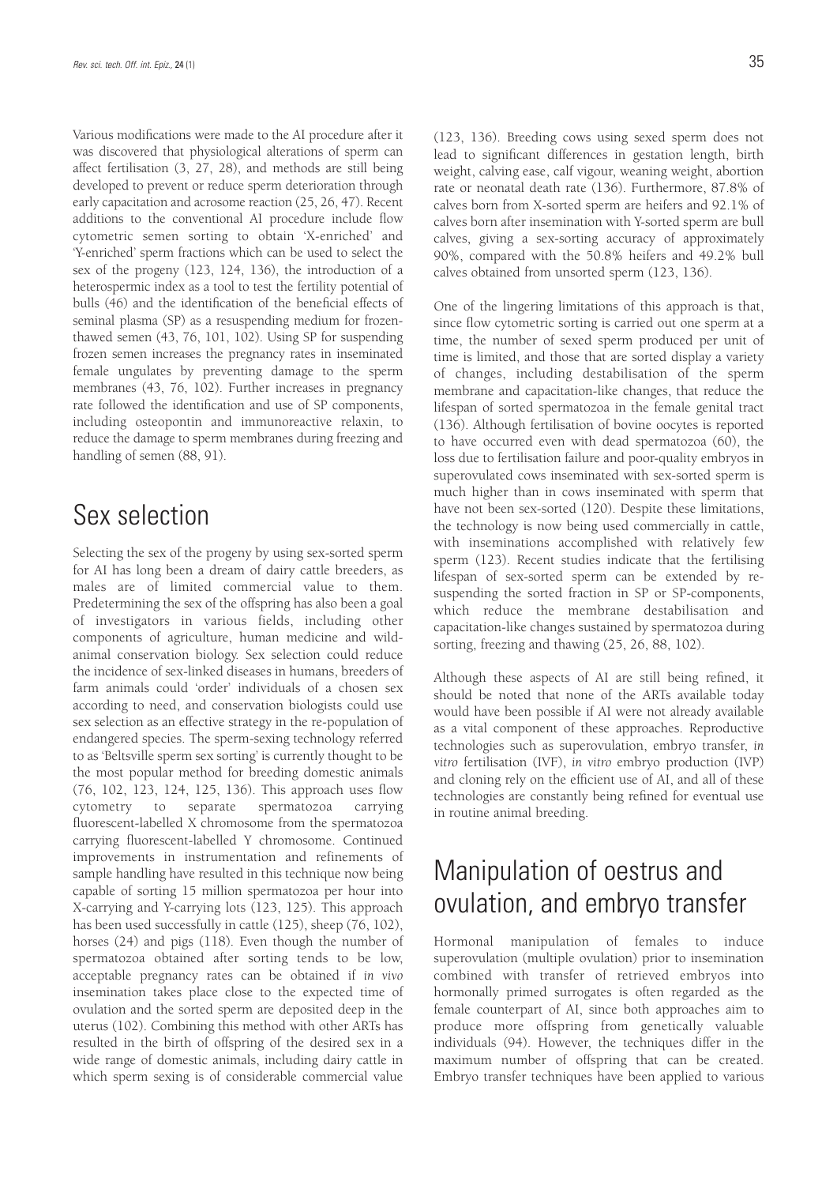Various modifications were made to the AI procedure after it was discovered that physiological alterations of sperm can affect fertilisation (3, 27, 28), and methods are still being developed to prevent or reduce sperm deterioration through early capacitation and acrosome reaction (25, 26, 47). Recent additions to the conventional AI procedure include flow cytometric semen sorting to obtain 'X-enriched' and 'Y-enriched' sperm fractions which can be used to select the sex of the progeny (123, 124, 136), the introduction of a heterospermic index as a tool to test the fertility potential of bulls (46) and the identification of the beneficial effects of seminal plasma (SP) as a resuspending medium for frozen-thawed semen (43, 76, 101, 102). Using SP for suspending frozen semen increases the pregnancy rates in inseminated female ungulates by preventing damage to the sperm membranes (43, 76, 102). Further increases in pregnancy rate followed the identification and use of SP components, including osteopontin and immunoreactive relaxin, to reduce the damage to sperm membranes during freezing and handling of semen (88, 91).

## Sex selection

Selecting the sex of the progeny by using sex-sorted sperm for AI has long been a dream of dairy cattle breeders, as males are of limited commercial value to them. Predetermining the sex of the offspring has also been a goal of investigators in various fields, including other components of agriculture, human medicine and wild-animal conservation biology. Sex selection could reduce the incidence of sex-linked diseases in humans, breeders of farm animals could 'order' individuals of a chosen sex according to need, and conservation biologists could use sex selection as an effective strategy in the re-population of endangered species. The sperm-sexing technology referred to as 'Beltsville sperm sex sorting' is currently thought to be the most popular method for breeding domestic animals (76, 102, 123, 124, 125, 136). This approach uses flow cytometry to separate spermatozoa carrying fluorescent-labelled X chromosome from the spermatozoa carrying fluorescent-labelled Y chromosome. Continued improvements in instrumentation and refinements of sample handling have resulted in this technique now being capable of sorting 15 million spermatozoa per hour into X-carrying and Y-carrying lots (123, 125). This approach has been used successfully in cattle (125), sheep (76, 102), horses (24) and pigs (118). Even though the number of spermatozoa obtained after sorting tends to be low, acceptable pregnancy rates can be obtained if *in vivo* insemination takes place close to the expected time of ovulation and the sorted sperm are deposited deep in the uterus (102). Combining this method with other ARTs has resulted in the birth of offspring of the desired sex in a wide range of domestic animals, including dairy cattle in which sperm sexing is of considerable commercial value (123, 136). Breeding cows using sexed sperm does not lead to significant differences in gestation length, birth weight, calving ease, calf vigour, weaning weight, abortion rate or neonatal death rate (136). Furthermore, 87.8% of calves born from X-sorted sperm are heifers and 92.1% of calves born after insemination with Y-sorted sperm are bull calves, giving a sex-sorting accuracy of approximately 90%, compared with the 50.8% heifers and 49.2% bull calves obtained from unsorted sperm (123, 136).

One of the lingering limitations of this approach is that, since flow cytometric sorting is carried out one sperm at a time, the number of sexed sperm produced per unit of time is limited, and those that are sorted display a variety of changes, including destabilisation of the sperm membrane and capacitation-like changes, that reduce the lifespan of sorted spermatozoa in the female genital tract (136). Although fertilisation of bovine oocytes is reported to have occurred even with dead spermatozoa (60), the loss due to fertilisation failure and poor-quality embryos in superovulated cows inseminated with sex-sorted sperm is much higher than in cows inseminated with sperm that have not been sex-sorted (120). Despite these limitations, the technology is now being used commercially in cattle, with inseminations accomplished with relatively few sperm (123). Recent studies indicate that the fertilising lifespan of sex-sorted sperm can be extended by re-suspending the sorted fraction in SP or SP-components, which reduce the membrane destabilisation and capacitation-like changes sustained by spermatozoa during sorting, freezing and thawing (25, 26, 88, 102).

Although these aspects of AI are still being refined, it should be noted that none of the ARTs available today would have been possible if AI were not already available as a vital component of these approaches. Reproductive technologies such as superovulation, embryo transfer, *in vitro* fertilisation (IVF), *in vitro* embryo production (IVP) and cloning rely on the efficient use of AI, and all of these technologies are constantly being refined for eventual use in routine animal breeding.

## Manipulation of oestrus and ovulation, and embryo transfer

Hormonal manipulation of females to induce superovulation (multiple ovulation) prior to insemination combined with transfer of retrieved embryos into hormonally primed surrogates is often regarded as the female counterpart of AI, since both approaches aim to produce more offspring from genetically valuable individuals (94). However, the techniques differ in the maximum number of offspring that can be created. Embryo transfer techniques have been applied to various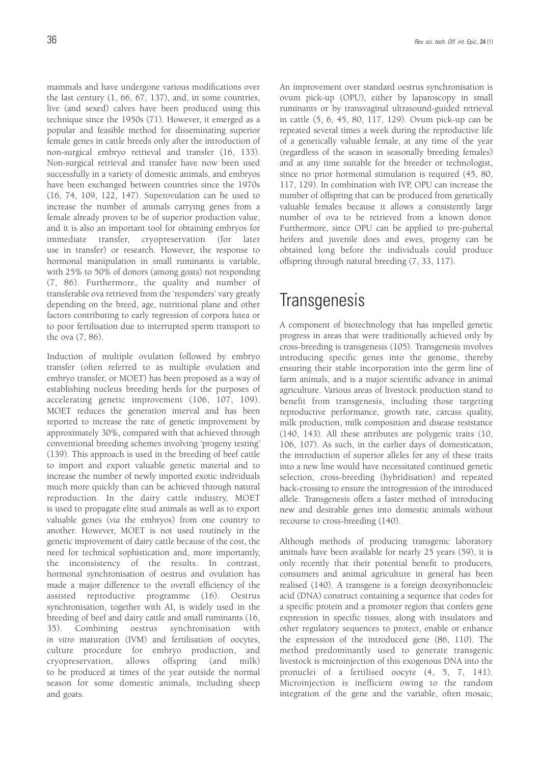mammals and have undergone various modifications over the last century (1, 66, 67, 137), and, in some countries, live (and sexed) calves have been produced using this technique since the 1950s (71). However, it emerged as a popular and feasible method for disseminating superior female genes in cattle breeds only after the introduction of non-surgical embryo retrieval and transfer (16, 133). Non-surgical retrieval and transfer have now been used successfully in a variety of domestic animals, and embryos have been exchanged between countries since the 1970s (16, 74, 109, 122, 147). Superovulation can be used to increase the number of animals carrying genes from a female already proven to be of superior production value, and it is also an important tool for obtaining embryos for immediate transfer, cryopreservation (for later use in transfer) or research. However, the response to hormonal manipulation in small ruminants is variable, with 25% to 50% of donors (among goats) not responding (7, 86). Furthermore, the quality and number of transferable ova retrieved from the 'responders' vary greatly depending on the breed, age, nutritional plane and other factors contributing to early regression of corpora lutea or to poor fertilisation due to interrupted sperm transport to the ova (7, 86).

Induction of multiple ovulation followed by embryo transfer (often referred to as multiple ovulation and embryo transfer, or MOET) has been proposed as a way of establishing nucleus breeding herds for the purposes of accelerating genetic improvement (106, 107, 109). MOET reduces the generation interval and has been reported to increase the rate of genetic improvement by approximately 30%, compared with that achieved through conventional breeding schemes involving 'progeny testing' (139). This approach is used in the breeding of beef cattle to import and export valuable genetic material and to increase the number of newly imported exotic individuals much more quickly than can be achieved through natural reproduction. In the dairy cattle industry, MOET is used to propagate elite stud animals as well as to export valuable genes (*via* the embryos) from one country to another. However, MOET is not used routinely in the genetic improvement of dairy cattle because of the cost, the need for technical sophistication and, more importantly, the inconsistency of the results. In contrast, hormonal synchronisation of oestrus and ovulation has made a major difference to the overall efficiency of the assisted reproductive programme (16). Oestrus synchronisation, together with AI, is widely used in the breeding of beef and dairy cattle and small ruminants (16, 35). Combining oestrus synchronisation with *in vitro* maturation (IVM) and fertilisation of oocytes, culture procedure for embryo production, and cryopreservation, allows offspring (and milk) to be produced at times of the year outside the normal season for some domestic animals, including sheep and goats.

An improvement over standard oestrus synchronisation is ovum pick-up (OPU), either by laparoscopy in small ruminants or by transvaginal ultrasound-guided retrieval in cattle (5, 6, 45, 80, 117, 129). Ovum pick-up can be repeated several times a week during the reproductive life of a genetically valuable female, at any time of the year (regardless of the season in seasonally breeding females) and at any time suitable for the breeder or technologist, since no prior hormonal stimulation is required (45, 80, 117, 129). In combination with IVP, OPU can increase the number of offspring that can be produced from genetically valuable females because it allows a consistently large number of ova to be retrieved from a known donor. Furthermore, since OPU can be applied to pre-pubertal heifers and juvenile does and ewes, progeny can be obtained long before the individuals could produce offspring through natural breeding (7, 33, 117).

# Transgenesis

A component of biotechnology that has impelled genetic progress in areas that were traditionally achieved only by cross-breeding is transgenesis (105). Transgenesis involves introducing specific genes into the genome, thereby ensuring their stable incorporation into the germ line of farm animals, and is a major scientific advance in animal agriculture. Various areas of livestock production stand to benefit from transgenesis, including those targeting reproductive performance, growth rate, carcass quality, milk production, milk composition and disease resistance (140, 143). All these attributes are polygenic traits (10, 106, 107). As such, in the earlier days of domestication, the introduction of superior alleles for any of these traits into a new line would have necessitated continued genetic selection, cross-breeding (hybridisation) and repeated back-crossing to ensure the introgression of the introduced allele. Transgenesis offers a faster method of introducing new and desirable genes into domestic animals without recourse to cross-breeding (140).

Although methods of producing transgenic laboratory animals have been available for nearly 25 years (59), it is only recently that their potential benefit to producers, consumers and animal agriculture in general has been realised (140). A transgene is a foreign deoxyribonucleic acid (DNA) construct containing a sequence that codes for a specific protein and a promoter region that confers gene expression in specific tissues, along with insulators and other regulatory sequences to protect, enable or enhance the expression of the introduced gene (86, 110). The method predominantly used to generate transgenic livestock is microinjection of this exogenous DNA into the pronuclei of a fertilised oocyte (4, 5, 7, 141). Microinjection is inefficient owing to the random integration of the gene and the variable, often mosaic,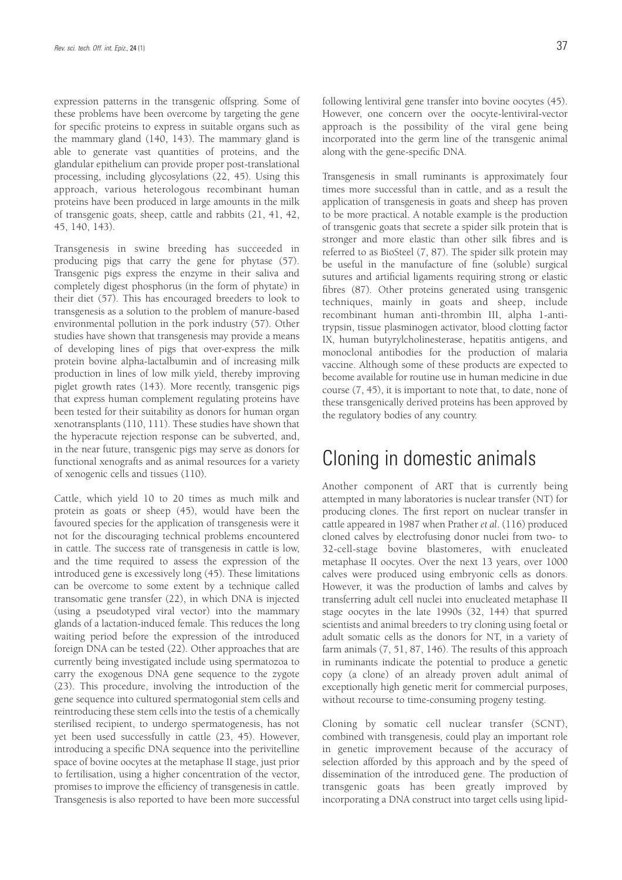expression patterns in the transgenic offspring. Some of these problems have been overcome by targeting the gene for specific proteins to express in suitable organs such as the mammary gland (140, 143). The mammary gland is able to generate vast quantities of proteins, and the glandular epithelium can provide proper post-translational processing, including glycosylations (22, 45). Using this approach, various heterologous recombinant human proteins have been produced in large amounts in the milk of transgenic goats, sheep, cattle and rabbits (21, 41, 42, 45, 140, 143).

Transgenesis in swine breeding has succeeded in producing pigs that carry the gene for phytase (57). Transgenic pigs express the enzyme in their saliva and completely digest phosphorus (in the form of phytate) in their diet (57). This has encouraged breeders to look to transgenesis as a solution to the problem of manure-based environmental pollution in the pork industry (57). Other studies have shown that transgenesis may provide a means of developing lines of pigs that over-express the milk protein bovine alpha-lactalbumin and of increasing milk production in lines of low milk yield, thereby improving piglet growth rates (143). More recently, transgenic pigs that express human complement regulating proteins have been tested for their suitability as donors for human organ xenotransplants (110, 111). These studies have shown that the hyperacute rejection response can be subverted, and, in the near future, transgenic pigs may serve as donors for functional xenografts and as animal resources for a variety of xenogenic cells and tissues (110).

Cattle, which yield 10 to 20 times as much milk and protein as goats or sheep (45), would have been the favoured species for the application of transgenesis were it not for the discouraging technical problems encountered in cattle. The success rate of transgenesis in cattle is low, and the time required to assess the expression of the introduced gene is excessively long (45). These limitations can be overcome to some extent by a technique called transomatic gene transfer (22), in which DNA is injected (using a pseudotyped viral vector) into the mammary glands of a lactation-induced female. This reduces the long waiting period before the expression of the introduced foreign DNA can be tested (22). Other approaches that are currently being investigated include using spermatozoa to carry the exogenous DNA gene sequence to the zygote (23). This procedure, involving the introduction of the gene sequence into cultured spermatogonial stem cells and reintroducing these stem cells into the testis of a chemically sterilised recipient, to undergo spermatogenesis, has not yet been used successfully in cattle (23, 45). However, introducing a specific DNA sequence into the perivitelline space of bovine oocytes at the metaphase II stage, just prior to fertilisation, using a higher concentration of the vector, promises to improve the efficiency of transgenesis in cattle. Transgenesis is also reported to have been more successful following lentiviral gene transfer into bovine oocytes (45). However, one concern over the oocyte-lentiviral-vector approach is the possibility of the viral gene being incorporated into the germ line of the transgenic animal along with the gene-specific DNA.

Transgenesis in small ruminants is approximately four times more successful than in cattle, and as a result the application of transgenesis in goats and sheep has proven to be more practical. A notable example is the production of transgenic goats that secrete a spider silk protein that is stronger and more elastic than other silk fibres and is referred to as BioSteel (7, 87). The spider silk protein may be useful in the manufacture of fine (soluble) surgical sutures and artificial ligaments requiring strong or elastic fibres (87). Other proteins generated using transgenic techniques, mainly in goats and sheep, include recombinant human anti-thrombin III, alpha 1-anti-trypsin, tissue plasminogen activator, blood clotting factor IX, human butyrylcholinesterase, hepatitis antigens, and monoclonal antibodies for the production of malaria vaccine. Although some of these products are expected to become available for routine use in human medicine in due course (7, 45), it is important to note that, to date, none of these transgenically derived proteins has been approved by the regulatory bodies of any country.

# Cloning in domestic animals

Another component of ART that is currently being attempted in many laboratories is nuclear transfer (NT) for producing clones. The first report on nuclear transfer in cattle appeared in 1987 when Prather *et al*. (116) produced cloned calves by electrofusing donor nuclei from two- to 32-cell-stage bovine blastomeres, with enucleated metaphase II oocytes. Over the next 13 years, over 1000 calves were produced using embryonic cells as donors. However, it was the production of lambs and calves by transferring adult cell nuclei into enucleated metaphase II stage oocytes in the late 1990s (32, 144) that spurred scientists and animal breeders to try cloning using foetal or adult somatic cells as the donors for NT, in a variety of farm animals (7, 51, 87, 146). The results of this approach in ruminants indicate the potential to produce a genetic copy (a clone) of an already proven adult animal of exceptionally high genetic merit for commercial purposes, without recourse to time-consuming progeny testing.

Cloning by somatic cell nuclear transfer (SCNT), combined with transgenesis, could play an important role in genetic improvement because of the accuracy of selection afforded by this approach and by the speed of dissemination of the introduced gene. The production of transgenic goats has been greatly improved by incorporating a DNA construct into target cells using lipid-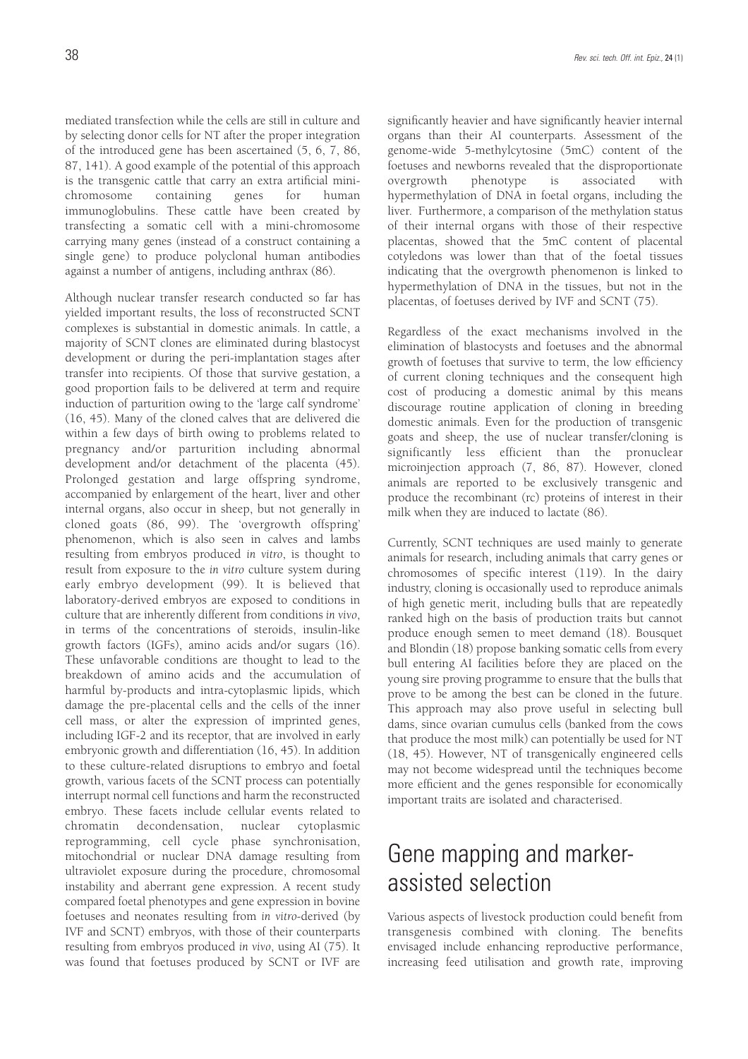mediated transfection while the cells are still in culture and by selecting donor cells for NT after the proper integration of the introduced gene has been ascertained (5, 6, 7, 86, 87, 141). A good example of the potential of this approach is the transgenic cattle that carry an extra artificial mini-chromosome containing genes for human immunoglobulins. These cattle have been created by transfecting a somatic cell with a mini-chromosome carrying many genes (instead of a construct containing a single gene) to produce polyclonal human antibodies against a number of antigens, including anthrax (86).

Although nuclear transfer research conducted so far has yielded important results, the loss of reconstructed SCNT complexes is substantial in domestic animals. In cattle, a majority of SCNT clones are eliminated during blastocyst development or during the peri-implantation stages after transfer into recipients. Of those that survive gestation, a good proportion fails to be delivered at term and require induction of parturition owing to the 'large calf syndrome' (16, 45). Many of the cloned calves that are delivered die within a few days of birth owing to problems related to pregnancy and/or parturition including abnormal development and/or detachment of the placenta (45). Prolonged gestation and large offspring syndrome, accompanied by enlargement of the heart, liver and other internal organs, also occur in sheep, but not generally in cloned goats (86, 99). The 'overgrowth offspring' phenomenon, which is also seen in calves and lambs resulting from embryos produced *in vitro*, is thought to result from exposure to the *in vitro* culture system during early embryo development (99). It is believed that laboratory-derived embryos are exposed to conditions in culture that are inherently different from conditions *in vivo*, in terms of the concentrations of steroids, insulin-like growth factors (IGFs), amino acids and/or sugars (16). These unfavorable conditions are thought to lead to the breakdown of amino acids and the accumulation of harmful by-products and intra-cytoplasmic lipids, which damage the pre-placental cells and the cells of the inner cell mass, or alter the expression of imprinted genes, including IGF-2 and its receptor, that are involved in early embryonic growth and differentiation (16, 45). In addition to these culture-related disruptions to embryo and foetal growth, various facets of the SCNT process can potentially interrupt normal cell functions and harm the reconstructed embryo. These facets include cellular events related to chromatin decondensation, nuclear cytoplasmic reprogramming, cell cycle phase synchronisation, mitochondrial or nuclear DNA damage resulting from ultraviolet exposure during the procedure, chromosomal instability and aberrant gene expression. A recent study compared foetal phenotypes and gene expression in bovine foetuses and neonates resulting from *in vitro*-derived (by IVF and SCNT) embryos, with those of their counterparts resulting from embryos produced *in vivo*, using AI (75). It was found that foetuses produced by SCNT or IVF are significantly heavier and have significantly heavier internal organs than their AI counterparts. Assessment of the genome-wide 5-methylcytosine (5mC) content of the foetuses and newborns revealed that the disproportionate overgrowth phenotype is associated with hypermethylation of DNA in foetal organs, including the liver. Furthermore, a comparison of the methylation status of their internal organs with those of their respective placentas, showed that the 5mC content of placental cotyledons was lower than that of the foetal tissues indicating that the overgrowth phenomenon is linked to hypermethylation of DNA in the tissues, but not in the placentas, of foetuses derived by IVF and SCNT (75).

Regardless of the exact mechanisms involved in the elimination of blastocysts and foetuses and the abnormal growth of foetuses that survive to term, the low efficiency of current cloning techniques and the consequent high cost of producing a domestic animal by this means discourage routine application of cloning in breeding domestic animals. Even for the production of transgenic goats and sheep, the use of nuclear transfer/cloning is significantly less efficient than the pronuclear microinjection approach (7, 86, 87). However, cloned animals are reported to be exclusively transgenic and produce the recombinant (rc) proteins of interest in their milk when they are induced to lactate (86).

Currently, SCNT techniques are used mainly to generate animals for research, including animals that carry genes or chromosomes of specific interest (119). In the dairy industry, cloning is occasionally used to reproduce animals of high genetic merit, including bulls that are repeatedly ranked high on the basis of production traits but cannot produce enough semen to meet demand (18). Bousquet and Blondin (18) propose banking somatic cells from every bull entering AI facilities before they are placed on the young sire proving programme to ensure that the bulls that prove to be among the best can be cloned in the future. This approach may also prove useful in selecting bull dams, since ovarian cumulus cells (banked from the cows that produce the most milk) can potentially be used for NT (18, 45). However, NT of transgenically engineered cells may not become widespread until the techniques become more efficient and the genes responsible for economically important traits are isolated and characterised.

# Gene mapping and marker-assisted selection

Various aspects of livestock production could benefit from transgenesis combined with cloning. The benefits envisaged include enhancing reproductive performance, increasing feed utilisation and growth rate, improving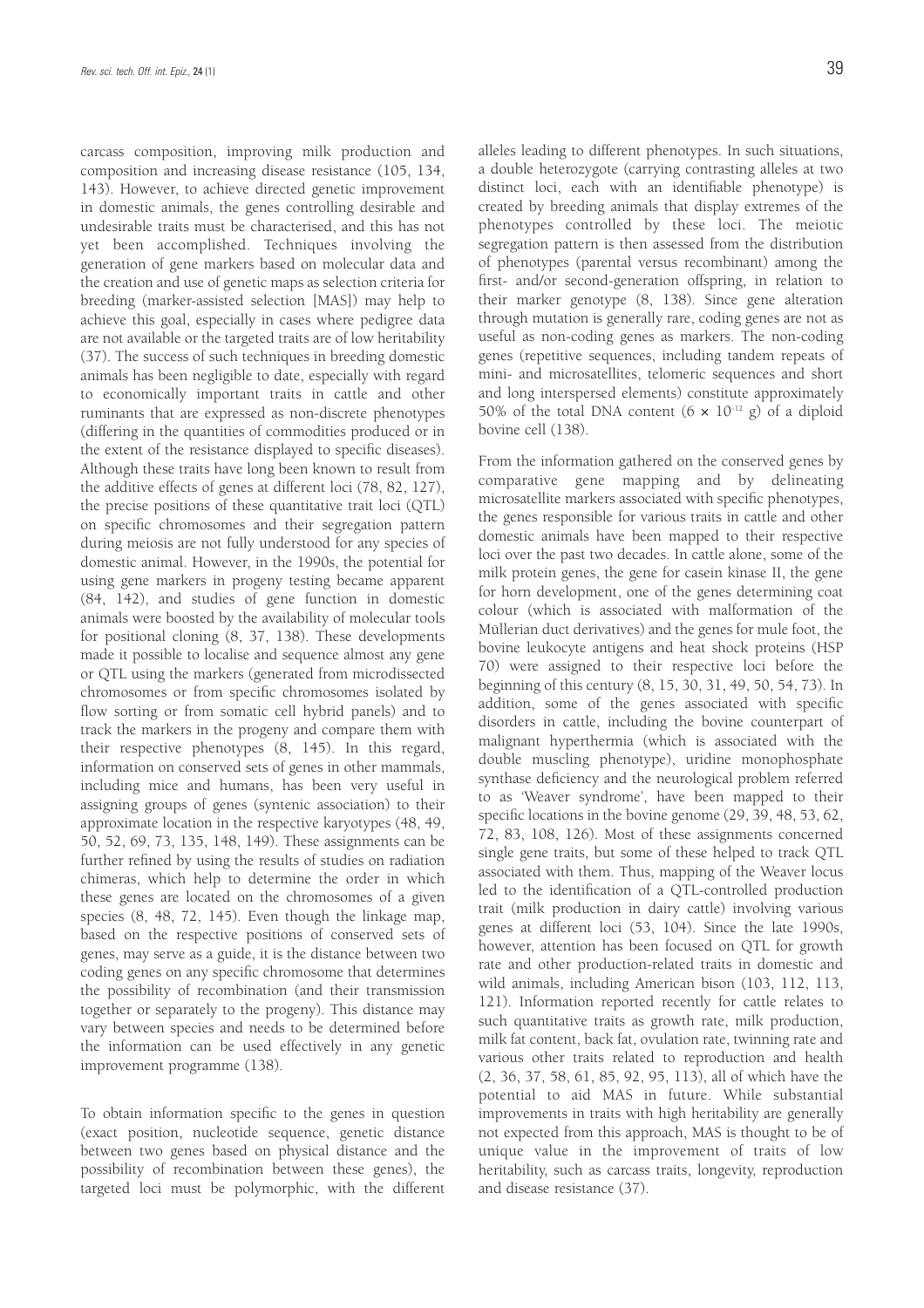carcass composition, improving milk production and composition and increasing disease resistance (105, 134, 143). However, to achieve directed genetic improvement in domestic animals, the genes controlling desirable and undesirable traits must be characterised, and this has not yet been accomplished. Techniques involving the generation of gene markers based on molecular data and the creation and use of genetic maps as selection criteria for breeding (marker-assisted selection [MAS]) may help to achieve this goal, especially in cases where pedigree data are not available or the targeted traits are of low heritability (37). The success of such techniques in breeding domestic animals has been negligible to date, especially with regard to economically important traits in cattle and other ruminants that are expressed as non-discrete phenotypes (differing in the quantities of commodities produced or in the extent of the resistance displayed to specific diseases). Although these traits have long been known to result from the additive effects of genes at different loci (78, 82, 127), the precise positions of these quantitative trait loci (QTL) on specific chromosomes and their segregation pattern during meiosis are not fully understood for any species of domestic animal. However, in the 1990s, the potential for using gene markers in progeny testing became apparent (84, 142), and studies of gene function in domestic animals were boosted by the availability of molecular tools for positional cloning (8, 37, 138). These developments made it possible to localise and sequence almost any gene or QTL using the markers (generated from microdissected chromosomes or from specific chromosomes isolated by flow sorting or from somatic cell hybrid panels) and to track the markers in the progeny and compare them with their respective phenotypes (8, 145). In this regard, information on conserved sets of genes in other mammals, including mice and humans, has been very useful in assigning groups of genes (syntenic association) to their approximate location in the respective karyotypes (48, 49, 50, 52, 69, 73, 135, 148, 149). These assignments can be further refined by using the results of studies on radiation chimeras, which help to determine the order in which these genes are located on the chromosomes of a given species (8, 48, 72, 145). Even though the linkage map, based on the respective positions of conserved sets of genes, may serve as a guide, it is the distance between two coding genes on any specific chromosome that determines the possibility of recombination (and their transmission together or separately to the progeny). This distance may vary between species and needs to be determined before the information can be used effectively in any genetic improvement programme (138).

To obtain information specific to the genes in question (exact position, nucleotide sequence, genetic distance between two genes based on physical distance and the possibility of recombination between these genes), the targeted loci must be polymorphic, with the different alleles leading to different phenotypes. In such situations, a double heterozygote (carrying contrasting alleles at two distinct loci, each with an identifiable phenotype) is created by breeding animals that display extremes of the phenotypes controlled by these loci. The meiotic segregation pattern is then assessed from the distribution of phenotypes (parental versus recombinant) among the first- and/or second-generation offspring, in relation to their marker genotype (8, 138). Since gene alteration through mutation is generally rare, coding genes are not as useful as non-coding genes as markers. The non-coding genes (repetitive sequences, including tandem repeats of mini- and microsatellites, telomeric sequences and short and long interspersed elements) constitute approximately 50% of the total DNA content ($6 \times 10^{-12}$ g) of a diploid bovine cell (138).

From the information gathered on the conserved genes by comparative gene mapping and by delineating microsatellite markers associated with specific phenotypes, the genes responsible for various traits in cattle and other domestic animals have been mapped to their respective loci over the past two decades. In cattle alone, some of the milk protein genes, the gene for casein kinase II, the gene for horn development, one of the genes determining coat colour (which is associated with malformation of the Müllerian duct derivatives) and the genes for mule foot, the bovine leukocyte antigens and heat shock proteins (HSP 70) were assigned to their respective loci before the beginning of this century (8, 15, 30, 31, 49, 50, 54, 73). In addition, some of the genes associated with specific disorders in cattle, including the bovine counterpart of malignant hyperthermia (which is associated with the double muscling phenotype), uridine monophosphate synthase deficiency and the neurological problem referred to as 'Weaver syndrome', have been mapped to their specific locations in the bovine genome (29, 39, 48, 53, 62, 72, 83, 108, 126). Most of these assignments concerned single gene traits, but some of these helped to track QTL associated with them. Thus, mapping of the Weaver locus led to the identification of a QTL-controlled production trait (milk production in dairy cattle) involving various genes at different loci (53, 104). Since the late 1990s, however, attention has been focused on QTL for growth rate and other production-related traits in domestic and wild animals, including American bison (103, 112, 113, 121). Information reported recently for cattle relates to such quantitative traits as growth rate, milk production, milk fat content, back fat, ovulation rate, twinning rate and various other traits related to reproduction and health (2, 36, 37, 58, 61, 85, 92, 95, 113), all of which have the potential to aid MAS in future. While substantial improvements in traits with high heritability are generally not expected from this approach, MAS is thought to be of unique value in the improvement of traits of low heritability, such as carcass traits, longevity, reproduction and disease resistance (37).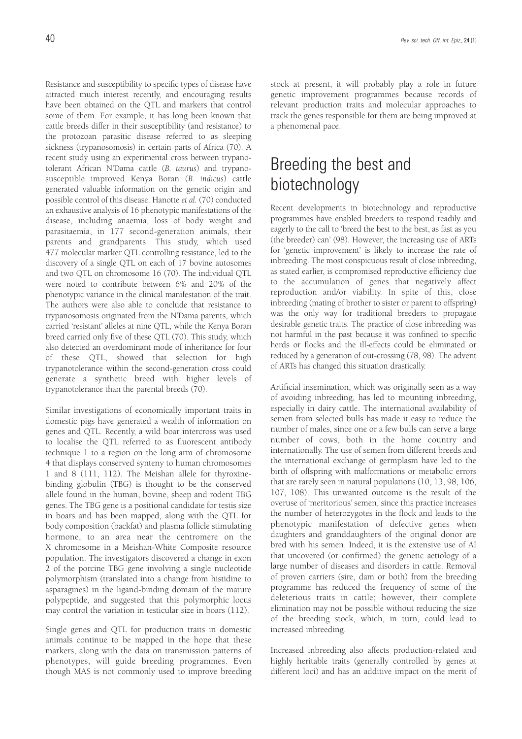Resistance and susceptibility to specific types of disease have attracted much interest recently, and encouraging results have been obtained on the QTL and markers that control some of them. For example, it has long been known that cattle breeds differ in their susceptibility (and resistance) to the protozoan parasitic disease referred to as sleeping sickness (trypanosomosis) in certain parts of Africa (70). A recent study using an experimental cross between trypanotolerant African N'Dama cattle (*B. taurus*) and trypanosusceptible improved Kenya Boran (*B. indicus*) cattle generated valuable information on the genetic origin and possible control of this disease. Hanotte *et al.* (70) conducted an exhaustive analysis of 16 phenotypic manifestations of the disease, including anaemia, loss of body weight and parasitaemia, in 177 second-generation animals, their parents and grandparents. This study, which used 477 molecular marker QTL controlling resistance, led to the discovery of a single QTL on each of 17 bovine autosomes and two QTL on chromosome 16 (70). The individual QTL were noted to contribute between 6% and 20% of the phenotypic variance in the clinical manifestation of the trait. The authors were also able to conclude that resistance to trypanosomosis originated from the N'Dama parents, which carried 'resistant' alleles at nine QTL, while the Kenya Boran breed carried only five of these QTL (70). This study, which also detected an overdominant mode of inheritance for four of these QTL, showed that selection for high trypanotolerance within the second-generation cross could generate a synthetic breed with higher levels of trypanotolerance than the parental breeds (70).

Similar investigations of economically important traits in domestic pigs have generated a wealth of information on genes and QTL. Recently, a wild boar intercross was used to localise the QTL referred to as fluorescent antibody technique 1 to a region on the long arm of chromosome 4 that displays conserved synteny to human chromosomes 1 and 8 (111, 112). The Meishan allele for thyroxine-binding globulin (TBG) is thought to be the conserved allele found in the human, bovine, sheep and rodent TBG genes. The TBG gene is a positional candidate for testis size in boars and has been mapped, along with the QTL for body composition (backfat) and plasma follicle stimulating hormone, to an area near the centromere on the X chromosome in a Meishan-White Composite resource population. The investigators discovered a change in exon 2 of the porcine TBG gene involving a single nucleotide polymorphism (translated into a change from histidine to asparagines) in the ligand-binding domain of the mature polypeptide, and suggested that this polymorphic locus may control the variation in testicular size in boars (112).

Single genes and QTL for production traits in domestic animals continue to be mapped in the hope that these markers, along with the data on transmission patterns of phenotypes, will guide breeding programmes. Even though MAS is not commonly used to improve breeding stock at present, it will probably play a role in future genetic improvement programmes because records of relevant production traits and molecular approaches to track the genes responsible for them are being improved at a phenomenal pace.

# Breeding the best and biotechnology

Recent developments in biotechnology and reproductive programmes have enabled breeders to respond readily and eagerly to the call to 'breed the best to the best, as fast as you (the breeder) can' (98). However, the increasing use of ARTs for 'genetic improvement' is likely to increase the rate of inbreeding. The most conspicuous result of close inbreeding, as stated earlier, is compromised reproductive efficiency due to the accumulation of genes that negatively affect reproduction and/or viability. In spite of this, close inbreeding (mating of brother to sister or parent to offspring) was the only way for traditional breeders to propagate desirable genetic traits. The practice of close inbreeding was not harmful in the past because it was confined to specific herds or flocks and the ill-effects could be eliminated or reduced by a generation of out-crossing (78, 98). The advent of ARTs has changed this situation drastically.

Artificial insemination, which was originally seen as a way of avoiding inbreeding, has led to mounting inbreeding, especially in dairy cattle. The international availability of semen from selected bulls has made it easy to reduce the number of males, since one or a few bulls can serve a large number of cows, both in the home country and internationally. The use of semen from different breeds and the international exchange of germplasm have led to the birth of offspring with malformations or metabolic errors that are rarely seen in natural populations (10, 13, 98, 106, 107, 108). This unwanted outcome is the result of the overuse of 'meritorious' semen, since this practice increases the number of heterozygotes in the flock and leads to the phenotypic manifestation of defective genes when daughters and granddaughters of the original donor are bred with his semen. Indeed, it is the extensive use of AI that uncovered (or confirmed) the genetic aetiology of a large number of diseases and disorders in cattle. Removal of proven carriers (sire, dam or both) from the breeding programme has reduced the frequency of some of the deleterious traits in cattle; however, their complete elimination may not be possible without reducing the size of the breeding stock, which, in turn, could lead to increased inbreeding.

Increased inbreeding also affects production-related and highly heritable traits (generally controlled by genes at different loci) and has an additive impact on the merit of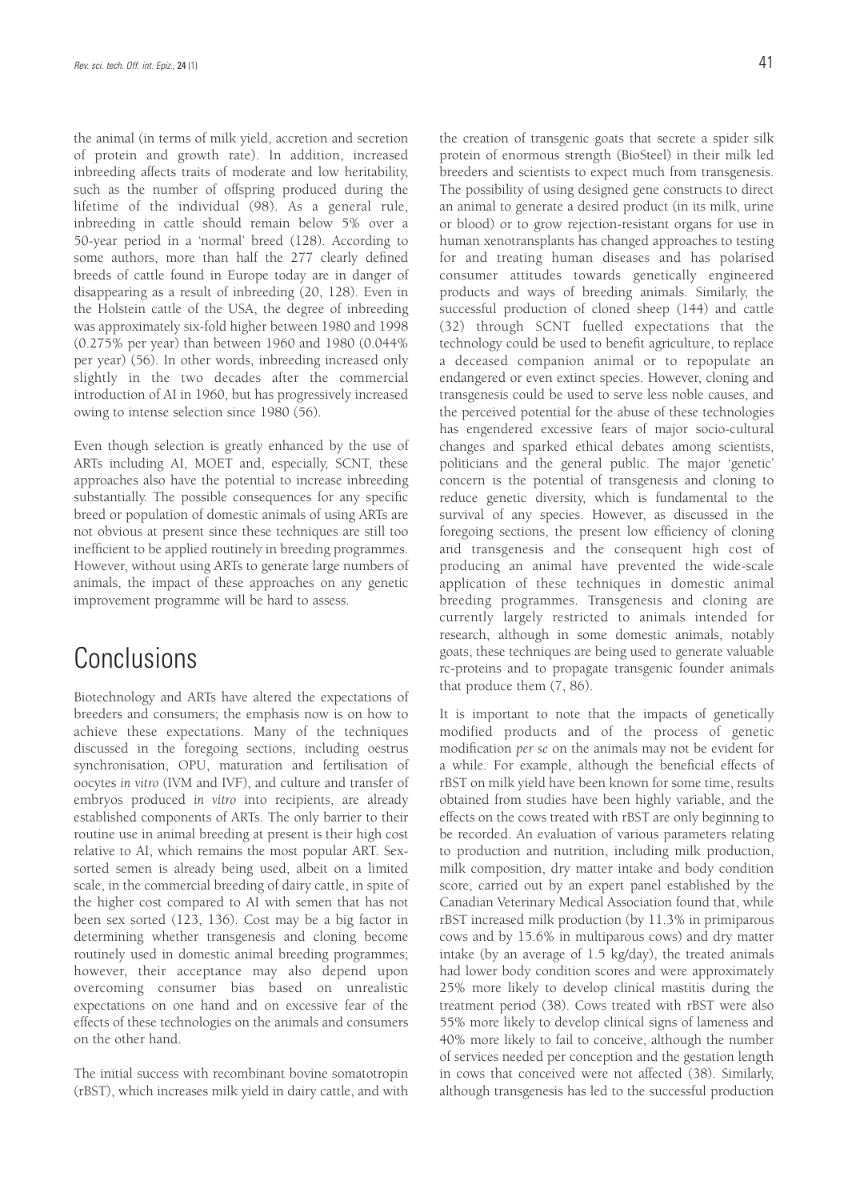the animal (in terms of milk yield, accretion and secretion of protein and growth rate). In addition, increased inbreeding affects traits of moderate and low heritability, such as the number of offspring produced during the lifetime of the individual (98). As a general rule, inbreeding in cattle should remain below 5% over a 50-year period in a 'normal' breed (128). According to some authors, more than half the 277 clearly defined breeds of cattle found in Europe today are in danger of disappearing as a result of inbreeding (20, 128). Even in the Holstein cattle of the USA, the degree of inbreeding was approximately six-fold higher between 1980 and 1998 (0.275% per year) than between 1960 and 1980 (0.044% per year) (56). In other words, inbreeding increased only slightly in the two decades after the commercial introduction of AI in 1960, but has progressively increased owing to intense selection since 1980 (56).

Even though selection is greatly enhanced by the use of ARTs including AI, MOET and, especially, SCNT, these approaches also have the potential to increase inbreeding substantially. The possible consequences for any specific breed or population of domestic animals of using ARTs are not obvious at present since these techniques are still too inefficient to be applied routinely in breeding programmes. However, without using ARTs to generate large numbers of animals, the impact of these approaches on any genetic improvement programme will be hard to assess.

# Conclusions

Biotechnology and ARTs have altered the expectations of breeders and consumers; the emphasis now is on how to achieve these expectations. Many of the techniques discussed in the foregoing sections, including oestrus synchronisation, OPU, maturation and fertilisation of oocytes *in vitro* (IVM and IVF), and culture and transfer of embryos produced *in vitro* into recipients, are already established components of ARTs. The only barrier to their routine use in animal breeding at present is their high cost relative to AI, which remains the most popular ART. Sex-sorted semen is already being used, albeit on a limited scale, in the commercial breeding of dairy cattle, in spite of the higher cost compared to AI with semen that has not been sex sorted (123, 136). Cost may be a big factor in determining whether transgenesis and cloning become routinely used in domestic animal breeding programmes; however, their acceptance may also depend upon overcoming consumer bias based on unrealistic expectations on one hand and on excessive fear of the effects of these technologies on the animals and consumers on the other hand.

The initial success with recombinant bovine somatotropin (rBST), which increases milk yield in dairy cattle, and with the creation of transgenic goats that secrete a spider silk protein of enormous strength (BioSteel) in their milk led breeders and scientists to expect much from transgenesis. The possibility of using designed gene constructs to direct an animal to generate a desired product (in its milk, urine or blood) or to grow rejection-resistant organs for use in human xenotransplants has changed approaches to testing for and treating human diseases and has polarised consumer attitudes towards genetically engineered products and ways of breeding animals. Similarly, the successful production of cloned sheep (144) and cattle (32) through SCNT fuelled expectations that the technology could be used to benefit agriculture, to replace a deceased companion animal or to repopulate an endangered or even extinct species. However, cloning and transgenesis could be used to serve less noble causes, and the perceived potential for the abuse of these technologies has engendered excessive fears of major socio-cultural changes and sparked ethical debates among scientists, politicians and the general public. The major 'genetic' concern is the potential of transgenesis and cloning to reduce genetic diversity, which is fundamental to the survival of any species. However, as discussed in the foregoing sections, the present low efficiency of cloning and transgenesis and the consequent high cost of producing an animal have prevented the wide-scale application of these techniques in domestic animal breeding programmes. Transgenesis and cloning are currently largely restricted to animals intended for research, although in some domestic animals, notably goats, these techniques are being used to generate valuable rc-proteins and to propagate transgenic founder animals that produce them (7, 86).

It is important to note that the impacts of genetically modified products and of the process of genetic modification *per se* on the animals may not be evident for a while. For example, although the beneficial effects of rBST on milk yield have been known for some time, results obtained from studies have been highly variable, and the effects on the cows treated with rBST are only beginning to be recorded. An evaluation of various parameters relating to production and nutrition, including milk production, milk composition, dry matter intake and body condition score, carried out by an expert panel established by the Canadian Veterinary Medical Association found that, while rBST increased milk production (by 11.3% in primiparous cows and by 15.6% in multiparous cows) and dry matter intake (by an average of 1.5 kg/day), the treated animals had lower body condition scores and were approximately 25% more likely to develop clinical mastitis during the treatment period (38). Cows treated with rBST were also 55% more likely to develop clinical signs of lameness and 40% more likely to fail to conceive, although the number of services needed per conception and the gestation length in cows that conceived were not affected (38). Similarly, although transgenesis has led to the successful production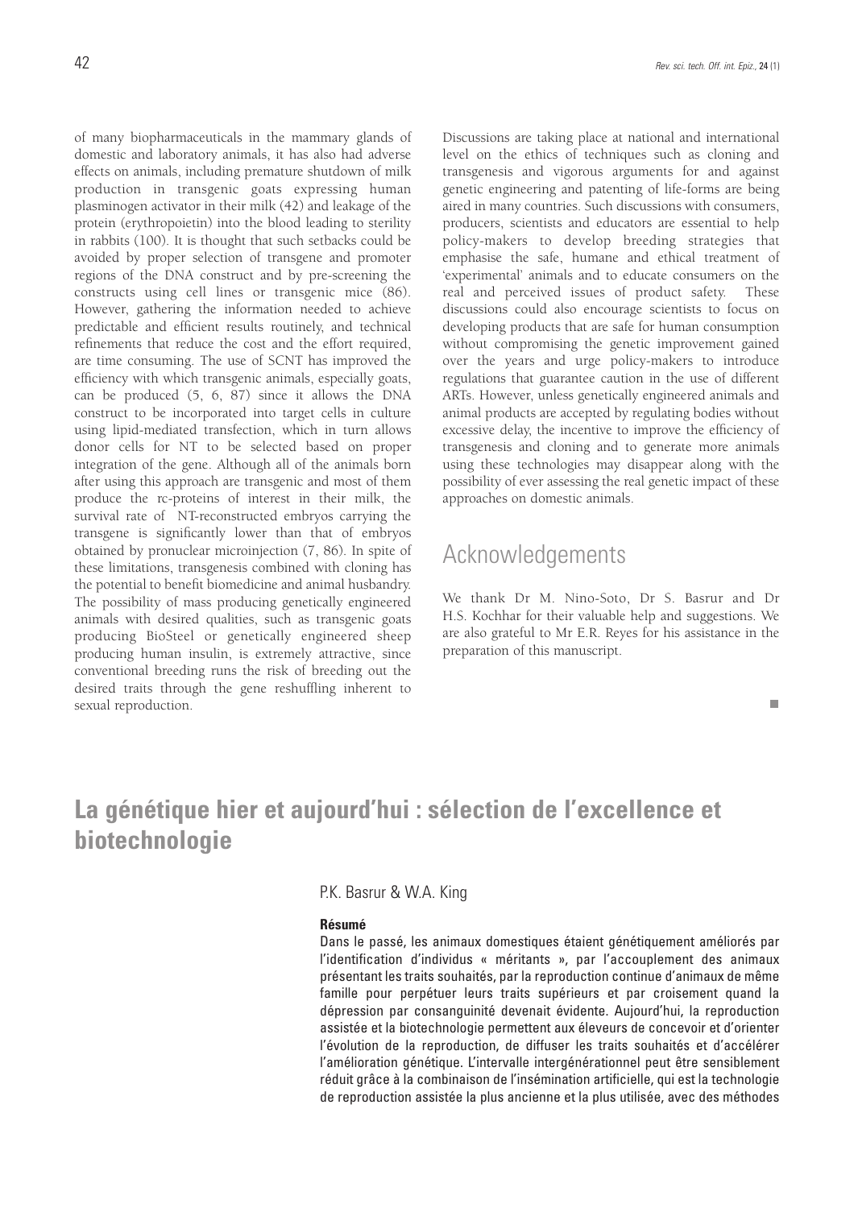of many biopharmaceuticals in the mammary glands of domestic and laboratory animals, it has also had adverse effects on animals, including premature shutdown of milk production in transgenic goats expressing human plasminogen activator in their milk (42) and leakage of the protein (erythropoietin) into the blood leading to sterility in rabbits (100). It is thought that such setbacks could be avoided by proper selection of transgene and promoter regions of the DNA construct and by pre-screening the constructs using cell lines or transgenic mice (86). However, gathering the information needed to achieve predictable and efficient results routinely, and technical refinements that reduce the cost and the effort required, are time consuming. The use of SCNT has improved the efficiency with which transgenic animals, especially goats, can be produced (5, 6, 87) since it allows the DNA construct to be incorporated into target cells in culture using lipid-mediated transfection, which in turn allows donor cells for NT to be selected based on proper integration of the gene. Although all of the animals born after using this approach are transgenic and most of them produce the rc-proteins of interest in their milk, the survival rate of NT-reconstructed embryos carrying the transgene is significantly lower than that of embryos obtained by pronuclear microinjection (7, 86). In spite of these limitations, transgenesis combined with cloning has the potential to benefit biomedicine and animal husbandry. The possibility of mass producing genetically engineered animals with desired qualities, such as transgenic goats producing BioSteel or genetically engineered sheep producing human insulin, is extremely attractive, since conventional breeding runs the risk of breeding out the desired traits through the gene reshuffling inherent to sexual reproduction.

Discussions are taking place at national and international level on the ethics of techniques such as cloning and transgenesis and vigorous arguments for and against genetic engineering and patenting of life-forms are being aired in many countries. Such discussions with consumers, producers, scientists and educators are essential to help policy-makers to develop breeding strategies that emphasise the safe, humane and ethical treatment of 'experimental' animals and to educate consumers on the real and perceived issues of product safety. These discussions could also encourage scientists to focus on developing products that are safe for human consumption without compromising the genetic improvement gained over the years and urge policy-makers to introduce regulations that guarantee caution in the use of different ARTs. However, unless genetically engineered animals and animal products are accepted by regulating bodies without excessive delay, the incentive to improve the efficiency of transgenesis and cloning and to generate more animals using these technologies may disappear along with the possibility of ever assessing the real genetic impact of these approaches on domestic animals.

## Acknowledgements

We thank Dr M. Nino-Soto, Dr S. Basrur and Dr H.S. Kochhar for their valuable help and suggestions. We are also grateful to Mr E.R. Reyes for his assistance in the preparation of this manuscript.

# La génétique hier et aujourd'hui : sélection de l'excellence et biotechnologie

P.K. Basrur & W.A. King

**Résumé**

Dans le passé, les animaux domestiques étaient génétiquement améliorés par l'identification d'individus « méritants », par l'accouplement des animaux présentant les traits souhaités, par la reproduction continue d'animaux de même famille pour perpétuer leurs traits supérieurs et par croisement quand la dépression par consanguinité devenait évidente. Aujourd'hui, la reproduction assistée et la biotechnologie permettent aux éleveurs de concevoir et d'orienter l'évolution de la reproduction, de diffuser les traits souhaités et d'accélérer l'amélioration génétique. L'intervalle intergénérationnel peut être sensiblement réduit grâce à la combinaison de l'insémination artificielle, qui est la technologie de reproduction assistée la plus ancienne et la plus utilisée, avec des méthodes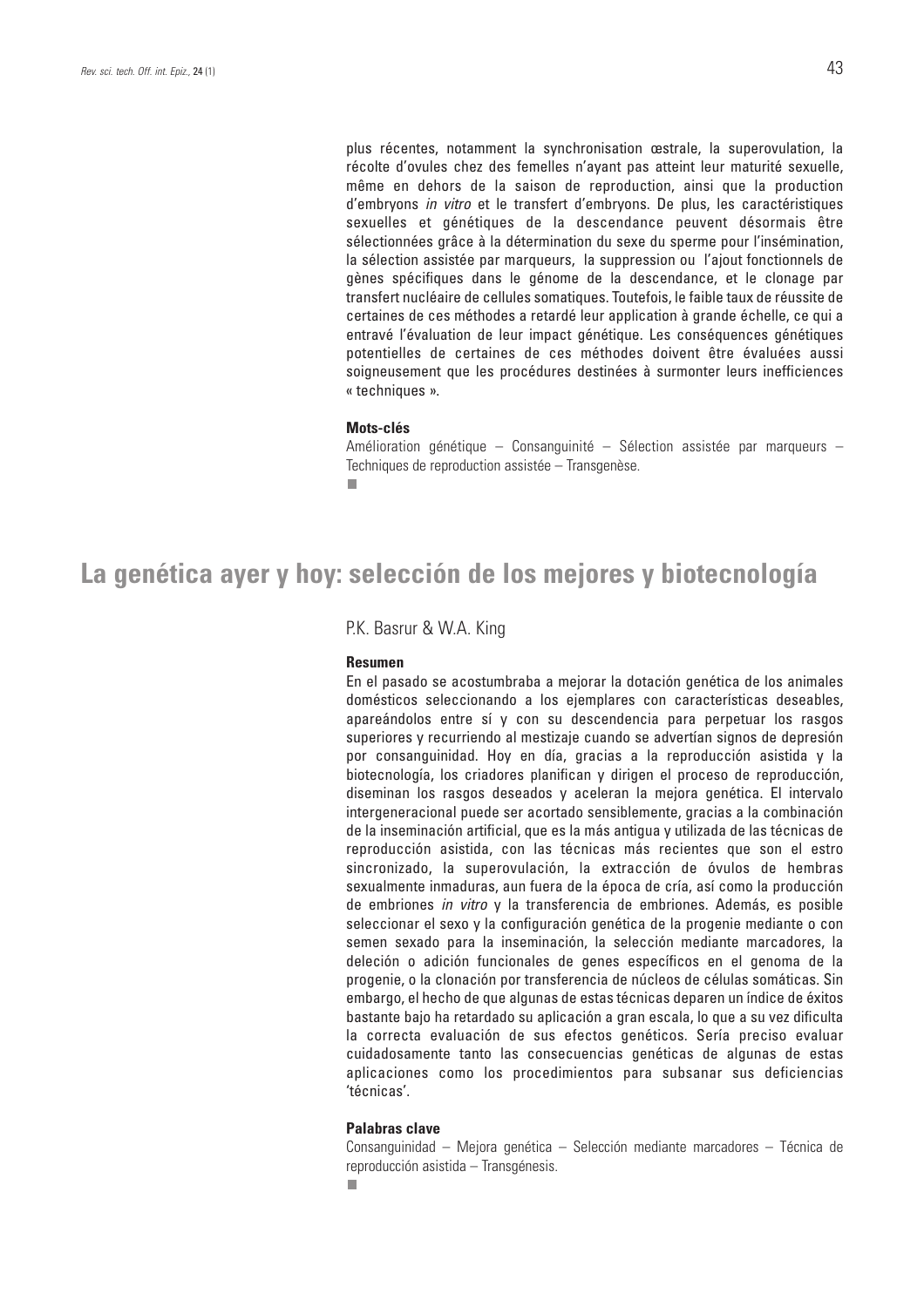plus récentes, notamment la synchronisation œstrale, la superovulation, la récolte d'ovules chez des femelles n'ayant pas atteint leur maturité sexuelle, même en dehors de la saison de reproduction, ainsi que la production d'embryons *in vitro* et le transfert d'embryons. De plus, les caractéristiques sexuelles et génétiques de la descendance peuvent désormais être sélectionnées grâce à la détermination du sexe du sperme pour l'insémination, la sélection assistée par marqueurs, la suppression ou l'ajout fonctionnels de gènes spécifiques dans le génome de la descendance, et le clonage par transfert nucléaire de cellules somatiques. Toutefois, le faible taux de réussite de certaines de ces méthodes a retardé leur application à grande échelle, ce qui a entravé l'évaluation de leur impact génétique. Les conséquences génétiques potentielles de certaines de ces méthodes doivent être évaluées aussi soigneusement que les procédures destinées à surmonter leurs inefficiences « techniques ».

**Mots-clés**

Amélioration génétique – Consanguinité – Sélection assistée par marqueurs – Techniques de reproduction assistée – Transgenèse.

# La genética ayer y hoy: selección de los mejores y biotecnología

P.K. Basrur & W.A. King

**Resumen**

En el pasado se acostumbraba a mejorar la dotación genética de los animales domésticos seleccionando a los ejemplares con características deseables, apareándolos entre sí y con su descendencia para perpetuar los rasgos superiores y recurriendo al mestizaje cuando se advertían signos de depresión por consanguinidad. Hoy en día, gracias a la reproducción asistida y la biotecnología, los criadores planifican y dirigen el proceso de reproducción, diseminan los rasgos deseados y aceleran la mejora genética. El intervalo intergeneracional puede ser acortado sensiblemente, gracias a la combinación de la inseminación artificial, que es la más antigua y utilizada de las técnicas de reproducción asistida, con las técnicas más recientes que son el estro sincronizado, la superovulación, la extracción de óvulos de hembras sexualmente inmaduras, aun fuera de la época de cría, así como la producción de embriones *in vitro* y la transferencia de embriones. Además, es posible seleccionar el sexo y la configuración genética de la progenie mediante o con semen sexado para la inseminación, la selección mediante marcadores, la deleción o adición funcionales de genes específicos en el genoma de la progenie, o la clonación por transferencia de núcleos de células somáticas. Sin embargo, el hecho de que algunas de estas técnicas deparen un índice de éxitos bastante bajo ha retardado su aplicación a gran escala, lo que a su vez dificulta la correcta evaluación de sus efectos genéticos. Sería preciso evaluar cuidadosamente tanto las consecuencias genéticas de algunas de estas aplicaciones como los procedimientos para subsanar sus deficiencias 'técnicas'.

**Palabras clave**

Consanguinidad – Mejora genética – Selección mediante marcadores – Técnica de reproducción asistida – Transgénesis.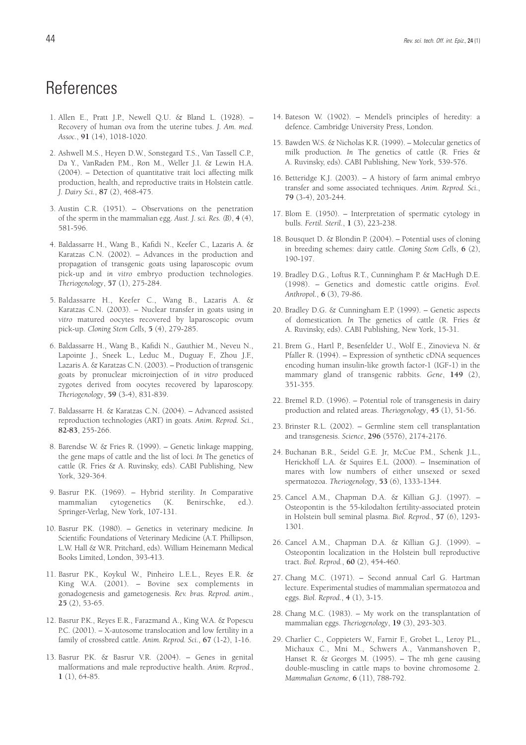# References

1. Allen E., Pratt J.P., Newell Q.U. & Bland L. (1928). – Recovery of human ova from the uterine tubes. *J. Am. med. Assoc.*, **91** (14), 1018-1020.

2. Ashwell M.S., Heyen D.W., Sonstegard T.S., Van Tassell C.P., Da Y., VanRaden P.M., Ron M., Weller J.I. & Lewin H.A. (2004). – Detection of quantitative trait loci affecting milk production, health, and reproductive traits in Holstein cattle. *J. Dairy Sci.*, **87** (2), 468-475.

3. Austin C.R. (1951). – Observations on the penetration of the sperm in the mammalian egg. *Aust. J. sci. Res. (B)*, **4** (4), 581-596.

4. Baldassarre H., Wang B., Kafidi N., Keefer C., Lazaris A. & Karatzas C.N. (2002). – Advances in the production and propagation of transgenic goats using laparoscopic ovum pick-up and *in vitro* embryo production technologies. *Theriogenology*, **57** (1), 275-284.

5. Baldassarre H., Keefer C., Wang B., Lazaris A. & Karatzas C.N. (2003). – Nuclear transfer in goats using *in vitro* matured oocytes recovered by laparoscopic ovum pick-up. *Cloning Stem Cells*, **5** (4), 279-285.

6. Baldassarre H., Wang B., Kafidi N., Gauthier M., Neveu N., Lapointe J., Sneek L., Leduc M., Duguay F., Zhou J.F., Lazaris A. & Karatzas C.N. (2003). – Production of transgenic goats by pronuclear microinjection of *in vitro* produced zygotes derived from oocytes recovered by laparoscopy. *Theriogenology*, **59** (3-4), 831-839.

7. Baldassarre H. & Karatzas C.N. (2004). – Advanced assisted reproduction technologies (ART) in goats. *Anim. Reprod. Sci.*, **82-83**, 255-266.

8. Barendse W. & Fries R. (1999). – Genetic linkage mapping, the gene maps of cattle and the list of loci. *In* The genetics of cattle (R. Fries & A. Ruvinsky, eds). CABI Publishing, New York, 329-364.

9. Basrur P.K. (1969). – Hybrid sterility. *In* Comparative mammalian cytogenetics (K. Benirschke, ed.). Springer-Verlag, New York, 107-131.

10. Basrur P.K. (1980). – Genetics in veterinary medicine. *In* Scientific Foundations of Veterinary Medicine (A.T. Phillipson, L.W. Hall & W.R. Pritchard, eds). William Heinemann Medical Books Limited, London, 393-413.

11. Basrur P.K., Koykul W., Pinheiro L.E.L., Reyes E.R. & King W.A. (2001). – Bovine sex complements in gonadogenesis and gametogenesis. *Rev. bras. Reprod. anim.*, **25** (2), 53-65.

12. Basrur P.K., Reyes E.R., Farazmand A., King W.A. & Popescu P.C. (2001). – X-autosome translocation and low fertility in a family of crossbred cattle. *Anim. Reprod. Sci.*, **67** (1-2), 1-16.

13. Basrur P.K. & Basrur V.R. (2004). – Genes in genital malformations and male reproductive health. *Anim. Reprod.*, **1** (1), 64-85.

14. Bateson W. (1902). – Mendel's principles of heredity: a defence. Cambridge University Press, London.

15. Bawden W.S. & Nicholas K.R. (1999). – Molecular genetics of milk production. *In* The genetics of cattle (R. Fries & A. Ruvinsky, eds). CABI Publishing, New York, 539-576.

16. Betteridge K.J. (2003). – A history of farm animal embryo transfer and some associated techniques. *Anim. Reprod. Sci.*, **79** (3-4), 203-244.

17. Blom E. (1950). – Interpretation of spermatic cytology in bulls. *Fertil. Steril.*, **1** (3), 223-238.

18. Bousquet D. & Blondin P. (2004). – Potential uses of cloning in breeding schemes: dairy cattle. *Cloning Stem Cells*, **6** (2), 190-197.

19. Bradley D.G., Loftus R.T., Cunningham P. & MacHugh D.E. (1998). – Genetics and domestic cattle origins. *Evol. Anthropol.*, **6** (3), 79-86.

20. Bradley D.G. & Cunningham E.P. (1999). – Genetic aspects of domestication. *In* The genetics of cattle (R. Fries & A. Ruvinsky, eds). CABI Publishing, New York, 15-31.

21. Brem G., Hartl P., Besenfelder U., Wolf E., Zinovieva N. & Pfaller R. (1994). – Expression of synthetic cDNA sequences encoding human insulin-like growth factor-1 (IGF-1) in the mammary gland of transgenic rabbits. *Gene*, **149** (2), 351-355.

22. Bremel R.D. (1996). – Potential role of transgenesis in dairy production and related areas. *Theriogenology*, **45** (1), 51-56.

23. Brinster R.L. (2002). – Germline stem cell transplantation and transgenesis. *Science*, **296** (5576), 2174-2176.

24. Buchanan B.R., Seidel G.E. Jr, McCue P.M., Schenk J.L., Herickhoff L.A. & Squires E.L. (2000). – Insemination of mares with low numbers of either unsexed or sexed spermatozoa. *Theriogenology*, **53** (6), 1333-1344.

25. Cancel A.M., Chapman D.A. & Killian G.J. (1997). – Osteopontin is the 55-kilodalton fertility-associated protein in Holstein bull seminal plasma. *Biol. Reprod.*, **57** (6), 1293-1301.

26. Cancel A.M., Chapman D.A. & Killian G.J. (1999). – Osteopontin localization in the Holstein bull reproductive tract. *Biol. Reprod.*, **60** (2), 454-460.

27. Chang M.C. (1971). – Second annual Carl G. Hartman lecture. Experimental studies of mammalian spermatozoa and eggs. *Biol. Reprod.*, **4** (1), 3-15.

28. Chang M.C. (1983). – My work on the transplantation of mammalian eggs. *Theriogenology*, **19** (3), 293-303.

29. Charlier C., Coppieters W., Farnir F., Grobet L., Leroy P.L., Michaux C., Mni M., Schwers A., Vanmanshoven P., Hanset R. & Georges M. (1995). – The mh gene causing double-muscling in cattle maps to bovine chromosome 2. *Mammalian Genome*, **6** (11), 788-792.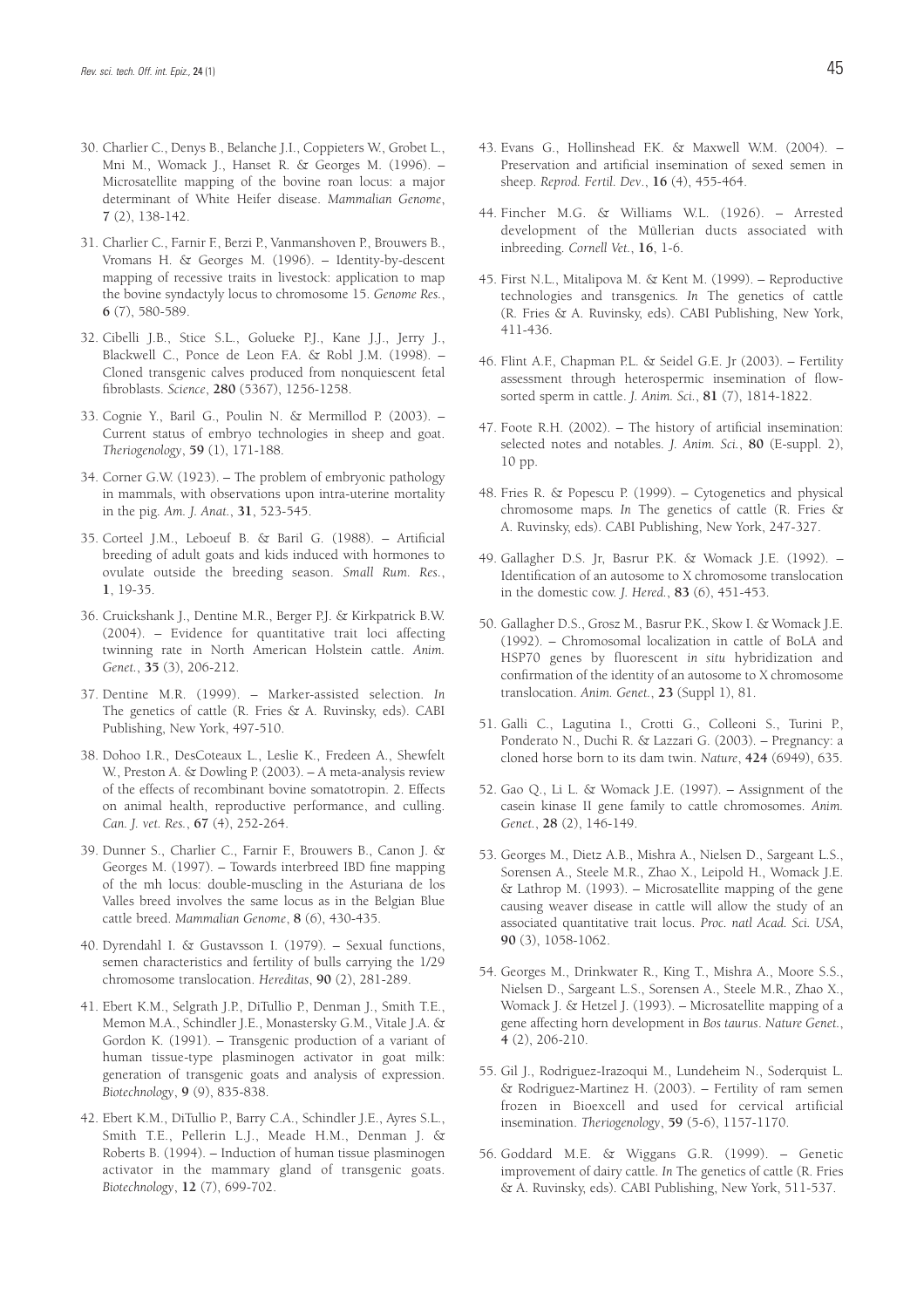30. Charlier C., Denys B., Belanche J.I., Coppieters W., Grobet L., Mni M., Womack J., Hanset R. & Georges M. (1996). – Microsatellite mapping of the bovine roan locus: a major determinant of White Heifer disease. *Mammalian Genome*, **7** (2), 138-142.

31. Charlier C., Farnir F., Berzi P., Vanmanshoven P., Brouwers B., Vromans H. & Georges M. (1996). – Identity-by-descent mapping of recessive traits in livestock: application to map the bovine syndactyly locus to chromosome 15. *Genome Res.*, **6** (7), 580-589.

32. Cibelli J.B., Stice S.L., Golueke P.J., Kane J.J., Jerry J., Blackwell C., Ponce de Leon F.A. & Robl J.M. (1998). – Cloned transgenic calves produced from nonquiescent fetal fibroblasts. *Science*, **280** (5367), 1256-1258.

33. Cognie Y., Baril G., Poulin N. & Mermillod P. (2003). – Current status of embryo technologies in sheep and goat. *Theriogenology*, **59** (1), 171-188.

34. Corner G.W. (1923). – The problem of embryonic pathology in mammals, with observations upon intra-uterine mortality in the pig. *Am. J. Anat.*, **31**, 523-545.

35. Corteel J.M., Leboeuf B. & Baril G. (1988). – Artificial breeding of adult goats and kids induced with hormones to ovulate outside the breeding season. *Small Rum. Res.*, **1**, 19-35.

36. Cruickshank J., Dentine M.R., Berger P.J. & Kirkpatrick B.W. (2004). – Evidence for quantitative trait loci affecting twinning rate in North American Holstein cattle. *Anim. Genet.*, **35** (3), 206-212.

37. Dentine M.R. (1999). – Marker-assisted selection. *In* The genetics of cattle (R. Fries & A. Ruvinsky, eds). CABI Publishing, New York, 497-510.

38. Dohoo I.R., DesCoteaux L., Leslie K., Fredeen A., Shewfelt W., Preston A. & Dowling P. (2003). – A meta-analysis review of the effects of recombinant bovine somatotropin. 2. Effects on animal health, reproductive performance, and culling. *Can. J. vet. Res.*, **67** (4), 252-264.

39. Dunner S., Charlier C., Farnir F., Brouwers B., Canon J. & Georges M. (1997). – Towards interbreed IBD fine mapping of the mh locus: double-muscling in the Asturiana de los Valles breed involves the same locus as in the Belgian Blue cattle breed. *Mammalian Genome*, **8** (6), 430-435.

40. Dyrendahl I. & Gustavsson I. (1979). – Sexual functions, semen characteristics and fertility of bulls carrying the 1/29 chromosome translocation. *Hereditas*, **90** (2), 281-289.

41. Ebert K.M., Selgrath J.P., DiTullio P., Denman J., Smith T.E., Memon M.A., Schindler J.E., Monastersky G.M., Vitale J.A. & Gordon K. (1991). – Transgenic production of a variant of human tissue-type plasminogen activator in goat milk: generation of transgenic goats and analysis of expression. *Biotechnology*, **9** (9), 835-838.

42. Ebert K.M., DiTullio P., Barry C.A., Schindler J.E., Ayres S.L., Smith T.E., Pellerin L.J., Meade H.M., Denman J. & Roberts B. (1994). – Induction of human tissue plasminogen activator in the mammary gland of transgenic goats. *Biotechnology*, **12** (7), 699-702.

43. Evans G., Hollinshead F.K. & Maxwell W.M. (2004). – Preservation and artificial insemination of sexed semen in sheep. *Reprod. Fertil. Dev.*, **16** (4), 455-464.

44. Fincher M.G. & Williams W.L. (1926). – Arrested development of the Müllerian ducts associated with inbreeding. *Cornell Vet.*, **16**, 1-6.

45. First N.L., Mitalipova M. & Kent M. (1999). – Reproductive technologies and transgenics. *In* The genetics of cattle (R. Fries & A. Ruvinsky, eds). CABI Publishing, New York, 411-436.

46. Flint A.F., Chapman P.L. & Seidel G.E. Jr (2003). – Fertility assessment through heterospermic insemination of flow-sorted sperm in cattle. *J. Anim. Sci.*, **81** (7), 1814-1822.

47. Foote R.H. (2002). – The history of artificial insemination: selected notes and notables. *J. Anim. Sci.*, **80** (E-suppl. 2), 10 pp.

48. Fries R. & Popescu P. (1999). – Cytogenetics and physical chromosome maps. *In* The genetics of cattle (R. Fries & A. Ruvinsky, eds). CABI Publishing, New York, 247-327.

49. Gallagher D.S. Jr, Basrur P.K. & Womack J.E. (1992). – Identification of an autosome to X chromosome translocation in the domestic cow. *J. Hered.*, **83** (6), 451-453.

50. Gallagher D.S., Grosz M., Basrur P.K., Skow I. & Womack J.E. (1992). – Chromosomal localization in cattle of BoLA and HSP70 genes by fluorescent *in situ* hybridization and confirmation of the identity of an autosome to X chromosome translocation. *Anim. Genet.*, **23** (Suppl 1), 81.

51. Galli C., Lagutina I., Crotti G., Colleoni S., Turini P., Ponderato N., Duchi R. & Lazzari G. (2003). – Pregnancy: a cloned horse born to its dam twin. *Nature*, **424** (6949), 635.

52. Gao Q., Li L. & Womack J.E. (1997). – Assignment of the casein kinase II gene family to cattle chromosomes. *Anim. Genet.*, **28** (2), 146-149.

53. Georges M., Dietz A.B., Mishra A., Nielsen D., Sargeant L.S., Sorensen A., Steele M.R., Zhao X., Leipold H., Womack J.E. & Lathrop M. (1993). – Microsatellite mapping of the gene causing weaver disease in cattle will allow the study of an associated quantitative trait locus. *Proc. natl Acad. Sci. USA*, **90** (3), 1058-1062.

54. Georges M., Drinkwater R., King T., Mishra A., Moore S.S., Nielsen D., Sargeant L.S., Sorensen A., Steele M.R., Zhao X., Womack J. & Hetzel J. (1993). – Microsatellite mapping of a gene affecting horn development in *Bos taurus*. *Nature Genet.*, **4** (2), 206-210.

55. Gil J., Rodriguez-Irazoqui M., Lundeheim N., Soderquist L. & Rodriguez-Martinez H. (2003). – Fertility of ram semen frozen in Bioexcell and used for cervical artificial insemination. *Theriogenology*, **59** (5-6), 1157-1170.

56. Goddard M.E. & Wiggans G.R. (1999). – Genetic improvement of dairy cattle. *In* The genetics of cattle (R. Fries & A. Ruvinsky, eds). CABI Publishing, New York, 511-537.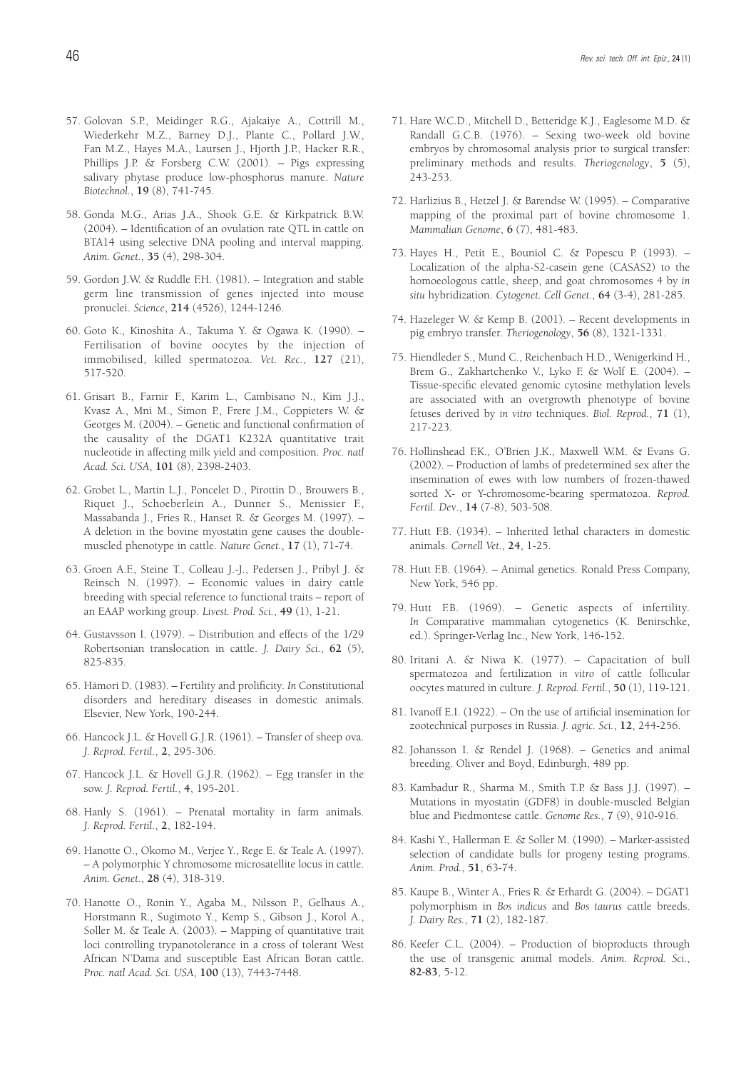57. Golovan S.P., Meidinger R.G., Ajakaiye A., Cottrill M., Wiederkehr M.Z., Barney D.J., Plante C., Pollard J.W., Fan M.Z., Hayes M.A., Laursen J., Hjorth J.P., Hacker R.R., Phillips J.P. & Forsberg C.W. (2001). – Pigs expressing salivary phytase produce low-phosphorus manure. *Nature Biotechnol.*, **19** (8), 741-745.

58. Gonda M.G., Arias J.A., Shook G.E. & Kirkpatrick B.W. (2004). – Identification of an ovulation rate QTL in cattle on BTA14 using selective DNA pooling and interval mapping. *Anim. Genet.*, **35** (4), 298-304.

59. Gordon J.W. & Ruddle F.H. (1981). – Integration and stable germ line transmission of genes injected into mouse pronuclei. *Science*, **214** (4526), 1244-1246.

60. Goto K., Kinoshita A., Takuma Y. & Ogawa K. (1990). – Fertilisation of bovine oocytes by the injection of immobilised, killed spermatozoa. *Vet. Rec.*, **127** (21), 517-520.

61. Grisart B., Farnir F., Karim L., Cambisano N., Kim J.J., Kvasz A., Mni M., Simon P., Frere J.M., Coppieters W. & Georges M. (2004). – Genetic and functional confirmation of the causality of the DGAT1 K232A quantitative trait nucleotide in affecting milk yield and composition. *Proc. natl Acad. Sci. USA*, **101** (8), 2398-2403.

62. Grobet L., Martin L.J., Poncelet D., Pirottin D., Brouwers B., Riquet J., Schoeberlein A., Dunner S., Menissier F., Massabanda J., Fries R., Hanset R. & Georges M. (1997). – A deletion in the bovine myostatin gene causes the double-muscled phenotype in cattle. *Nature Genet.*, **17** (1), 71-74.

63. Groen A.F., Steine T., Colleau J.-J., Pedersen J., Pribyl J. & Reinsch N. (1997). – Economic values in dairy cattle breeding with special reference to functional traits – report of an EAAP working group. *Livest. Prod. Sci.*, **49** (1), 1-21.

64. Gustavsson I. (1979). – Distribution and effects of the 1/29 Robertsonian translocation in cattle. *J. Dairy Sci.*, **62** (5), 825-835.

65. Hámori D. (1983). – Fertility and prolificity. *In* Constitutional disorders and hereditary diseases in domestic animals. Elsevier, New York, 190-244.

66. Hancock J.L. & Hovell G.J.R. (1961). – Transfer of sheep ova. *J. Reprod. Fertil.*, **2**, 295-306.

67. Hancock J.L. & Hovell G.J.R. (1962). – Egg transfer in the sow. *J. Reprod. Fertil.*, **4**, 195-201.

68. Hanly S. (1961). – Prenatal mortality in farm animals. *J. Reprod. Fertil.*, **2**, 182-194.

69. Hanotte O., Okomo M., Verjee Y., Rege E. & Teale A. (1997). – A polymorphic Y chromosome microsatellite locus in cattle. *Anim. Genet.*, **28** (4), 318-319.

70. Hanotte O., Ronin Y., Agaba M., Nilsson P., Gelhaus A., Horstmann R., Sugimoto Y., Kemp S., Gibson J., Korol A., Soller M. & Teale A. (2003). – Mapping of quantitative trait loci controlling trypanotolerance in a cross of tolerant West African N'Dama and susceptible East African Boran cattle. *Proc. natl Acad. Sci. USA*, **100** (13), 7443-7448.

71. Hare W.C.D., Mitchell D., Betteridge K.J., Eaglesome M.D. & Randall G.C.B. (1976). – Sexing two-week old bovine embryos by chromosomal analysis prior to surgical transfer: preliminary methods and results. *Theriogenology*, **5** (5), 243-253.

72. Harlizius B., Hetzel J. & Barendse W. (1995). – Comparative mapping of the proximal part of bovine chromosome 1. *Mammalian Genome*, **6** (7), 481-483.

73. Hayes H., Petit E., Bouniol C. & Popescu P. (1993). – Localization of the alpha-S2-casein gene (CASAS2) to the homoeologous cattle, sheep, and goat chromosomes 4 by *in situ* hybridization. *Cytogenet. Cell Genet.*, **64** (3-4), 281-285.

74. Hazeleger W. & Kemp B. (2001). – Recent developments in pig embryo transfer. *Theriogenology*, **56** (8), 1321-1331.

75. Hiendleder S., Mund C., Reichenbach H.D., Wenigerkind H., Brem G., Zakhartchenko V., Lyko F. & Wolf E. (2004). – Tissue-specific elevated genomic cytosine methylation levels are associated with an overgrowth phenotype of bovine fetuses derived by *in vitro* techniques. *Biol. Reprod.*, **71** (1), 217-223.

76. Hollinshead F.K., O'Brien J.K., Maxwell W.M. & Evans G. (2002). – Production of lambs of predetermined sex after the insemination of ewes with low numbers of frozen-thawed sorted X- or Y-chromosome-bearing spermatozoa. *Reprod. Fertil. Dev.*, **14** (7-8), 503-508.

77. Hutt F.B. (1934). – Inherited lethal characters in domestic animals. *Cornell Vet.*, **24**, 1-25.

78. Hutt F.B. (1964). – Animal genetics. Ronald Press Company, New York, 546 pp.

79. Hutt F.B. (1969). – Genetic aspects of infertility. *In* Comparative mammalian cytogenetics (K. Benirschke, ed.). Springer-Verlag Inc., New York, 146-152.

80. Iritani A. & Niwa K. (1977). – Capacitation of bull spermatozoa and fertilization *in vitro* of cattle follicular oocytes matured in culture. *J. Reprod. Fertil.*, **50** (1), 119-121.

81. Ivanoff E.I. (1922). – On the use of artificial insemination for zootechnical purposes in Russia. *J. agric. Sci.*, **12**, 244-256.

82. Johansson I. & Rendel J. (1968). – Genetics and animal breeding. Oliver and Boyd, Edinburgh, 489 pp.

83. Kambadur R., Sharma M., Smith T.P. & Bass J.J. (1997). – Mutations in myostatin (GDF8) in double-muscled Belgian blue and Piedmontese cattle. *Genome Res.*, **7** (9), 910-916.

84. Kashi Y., Hallerman E. & Soller M. (1990). – Marker-assisted selection of candidate bulls for progeny testing programs. *Anim. Prod.*, **51**, 63-74.

85. Kaupe B., Winter A., Fries R. & Erhardt G. (2004). – DGAT1 polymorphism in *Bos indicus* and *Bos taurus* cattle breeds. *J. Dairy Res.*, **71** (2), 182-187.

86. Keefer C.L. (2004). – Production of bioproducts through the use of transgenic animal models. *Anim. Reprod. Sci.*, **82-83**, 5-12.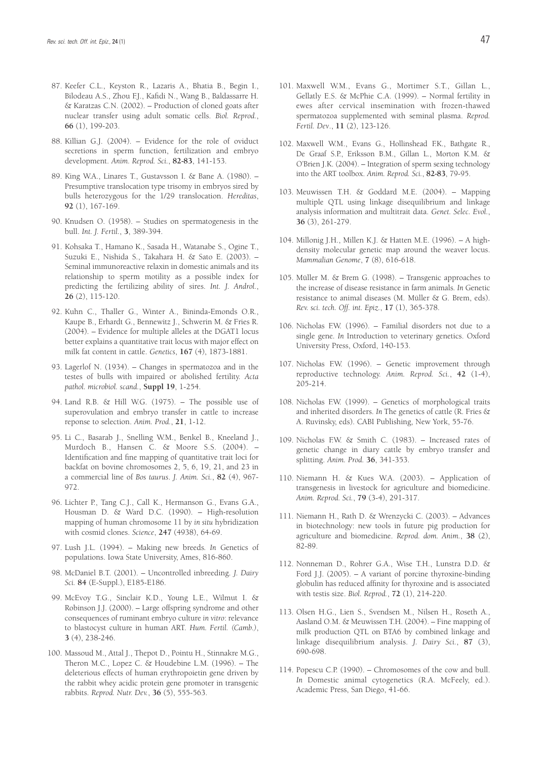87. Keefer C.L., Keyston R., Lazaris A., Bhatia B., Begin I., Bilodeau A.S., Zhou F.J., Kafidi N., Wang B., Baldassarre H. & Karatzas C.N. (2002). – Production of cloned goats after nuclear transfer using adult somatic cells. *Biol. Reprod.*, **66** (1), 199-203.

88. Killian G.J. (2004). – Evidence for the role of oviduct secretions in sperm function, fertilization and embryo development. *Anim. Reprod. Sci.*, **82-83**, 141-153.

89. King W.A., Linares T., Gustavsson I. & Bane A. (1980). – Presumptive translocation type trisomy in embryos sired by bulls heterozygous for the 1/29 translocation. *Hereditas*, **92** (1), 167-169.

90. Knudsen O. (1958). – Studies on spermatogenesis in the bull. *Int. J. Fertil.*, **3**, 389-394.

91. Kohsaka T., Hamano K., Sasada H., Watanabe S., Ogine T., Suzuki E., Nishida S., Takahara H. & Sato E. (2003). – Seminal immunoreactive relaxin in domestic animals and its relationship to sperm motility as a possible index for predicting the fertilizing ability of sires. *Int. J. Androl.*, **26** (2), 115-120.

92. Kuhn C., Thaller G., Winter A., Bininda-Emonds O.R., Kaupe B., Erhardt G., Bennewitz J., Schwerin M. & Fries R. (2004). – Evidence for multiple alleles at the DGAT1 locus better explains a quantitative trait locus with major effect on milk fat content in cattle. *Genetics*, **167** (4), 1873-1881.

93. Lagerlof N. (1934). – Changes in spermatozoa and in the testes of bulls with impaired or abolished fertility. *Acta pathol. microbiol. scand.*, **Suppl 19**, 1-254.

94. Land R.B. & Hill W.G. (1975). – The possible use of superovulation and embryo transfer in cattle to increase reponse to selection. *Anim. Prod.*, **21**, 1-12.

95. Li C., Basarab J., Snelling W.M., Benkel B., Kneeland J., Murdoch B., Hansen C. & Moore S.S. (2004). – Identification and fine mapping of quantitative trait loci for backfat on bovine chromosomes 2, 5, 6, 19, 21, and 23 in a commercial line of *Bos taurus*. *J. Anim. Sci.*, **82** (4), 967-972.

96. Lichter P., Tang C.J., Call K., Hermanson G., Evans G.A., Housman D. & Ward D.C. (1990). – High-resolution mapping of human chromosome 11 by *in situ* hybridization with cosmid clones. *Science*, **247** (4938), 64-69.

97. Lush J.L. (1994). – Making new breeds. *In* Genetics of populations. Iowa State University, Ames, 816-860.

98. McDaniel B.T. (2001). – Uncontrolled inbreeding. *J. Dairy Sci.* **84** (E-Suppl.), E185-E186.

99. McEvoy T.G., Sinclair K.D., Young L.E., Wilmut I. & Robinson J.J. (2000). – Large offspring syndrome and other consequences of ruminant embryo culture *in vitro*: relevance to blastocyst culture in human ART. *Hum. Fertil. (Camb.)*, **3** (4), 238-246.

100. Massoud M., Attal J., Thepot D., Pointu H., Stinnakre M.G., Theron M.C., Lopez C. & Houdebine L.M. (1996). – The deleterious effects of human erythropoietin gene driven by the rabbit whey acidic protein gene promoter in transgenic rabbits. *Reprod. Nutr. Dev.*, **36** (5), 555-563.

101. Maxwell W.M., Evans G., Mortimer S.T., Gillan L., Gellatly E.S. & McPhie C.A. (1999). – Normal fertility in ewes after cervical insemination with frozen-thawed spermatozoa supplemented with seminal plasma. *Reprod. Fertil. Dev.*, **11** (2), 123-126.

102. Maxwell W.M., Evans G., Hollinshead F.K., Bathgate R., De Graaf S.P., Eriksson B.M., Gillan L., Morton K.M. & O'Brien J.K. (2004). – Integration of sperm sexing technology into the ART toolbox. *Anim. Reprod. Sci.*, **82-83**, 79-95.

103. Meuwissen T.H. & Goddard M.E. (2004). – Mapping multiple QTL using linkage disequilibrium and linkage analysis information and multitrait data. *Genet. Selec. Evol.*, **36** (3), 261-279.

104. Millonig J.H., Millen K.J. & Hatten M.E. (1996). – A high-density molecular genetic map around the weaver locus. *Mammalian Genome*, **7** (8), 616-618.

105. Müller M. & Brem G. (1998). – Transgenic approaches to the increase of disease resistance in farm animals. *In* Genetic resistance to animal diseases (M. Müller & G. Brem, eds). *Rev. sci. tech. Off. int. Epiz.*, **17** (1), 365-378.

106. Nicholas F.W. (1996). – Familial disorders not due to a single gene. *In* Introduction to veterinary genetics. Oxford University Press, Oxford, 140-153.

107. Nicholas F.W. (1996). – Genetic improvement through reproductive technology. *Anim. Reprod. Sci.*, **42** (1-4), 205-214.

108. Nicholas F.W. (1999). – Genetics of morphological traits and inherited disorders. *In* The genetics of cattle (R. Fries & A. Ruvinsky, eds). CABI Publishing, New York, 55-76.

109. Nicholas F.W. & Smith C. (1983). – Increased rates of genetic change in diary cattle by embryo transfer and splitting. *Anim. Prod.* **36**, 341-353.

110. Niemann H. & Kues W.A. (2003). – Application of transgenesis in livestock for agriculture and biomedicine. *Anim. Reprod. Sci.*, **79** (3-4), 291-317.

111. Niemann H., Rath D. & Wrenzycki C. (2003). – Advances in biotechnology: new tools in future pig production for agriculture and biomedicine. *Reprod. dom. Anim.*, **38** (2), 82-89.

112. Nonneman D., Rohrer G.A., Wise T.H., Lunstra D.D. & Ford J.J. (2005). – A variant of porcine thyroxine-binding globulin has reduced affinity for thyroxine and is associated with testis size. *Biol. Reprod.*, **72** (1), 214-220.

113. Olsen H.G., Lien S., Svendsen M., Nilsen H., Roseth A., Aasland O.M. & Meuwissen T.H. (2004). – Fine mapping of milk production QTL on BTA6 by combined linkage and linkage disequilibrium analysis. *J. Dairy Sci.*, **87** (3), 690-698.

114. Popescu C.P. (1990). – Chromosomes of the cow and bull. *In* Domestic animal cytogenetics (R.A. McFeely, ed.). Academic Press, San Diego, 41-66.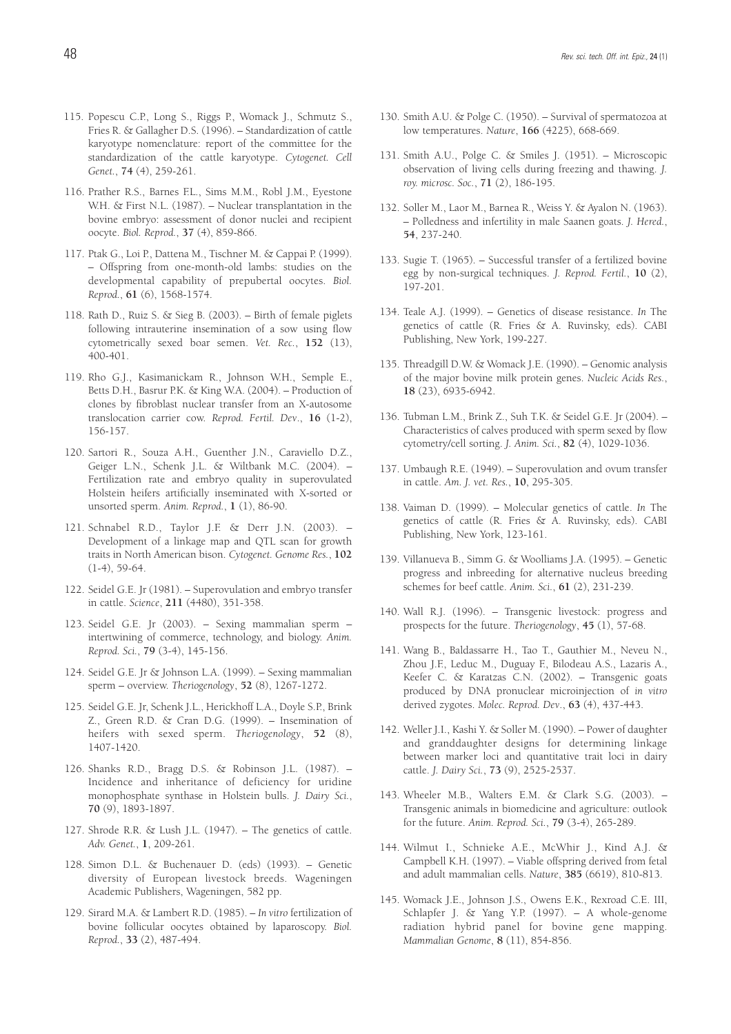115. Popescu C.P., Long S., Riggs P., Womack J., Schmutz S., Fries R. & Gallagher D.S. (1996). – Standardization of cattle karyotype nomenclature: report of the committee for the standardization of the cattle karyotype. *Cytogenet. Cell Genet.*, **74** (4), 259-261.

116. Prather R.S., Barnes F.L., Sims M.M., Robl J.M., Eyestone W.H. & First N.L. (1987). – Nuclear transplantation in the bovine embryo: assessment of donor nuclei and recipient oocyte. *Biol. Reprod.*, **37** (4), 859-866.

117. Ptak G., Loi P., Dattena M., Tischner M. & Cappai P. (1999). – Offspring from one-month-old lambs: studies on the developmental capability of prepubertal oocytes. *Biol. Reprod.*, **61** (6), 1568-1574.

118. Rath D., Ruiz S. & Sieg B. (2003). – Birth of female piglets following intrauterine insemination of a sow using flow cytometrically sexed boar semen. *Vet. Rec.*, **152** (13), 400-401.

119. Rho G.J., Kasimanickam R., Johnson W.H., Semple E., Betts D.H., Basrur P.K. & King W.A. (2004). – Production of clones by fibroblast nuclear transfer from an X-autosome translocation carrier cow. *Reprod. Fertil. Dev.*, **16** (1-2), 156-157.

120. Sartori R., Souza A.H., Guenther J.N., Caraviello D.Z., Geiger L.N., Schenk J.L. & Wiltbank M.C. (2004). – Fertilization rate and embryo quality in superovulated Holstein heifers artificially inseminated with X-sorted or unsorted sperm. *Anim. Reprod.*, **1** (1), 86-90.

121. Schnabel R.D., Taylor J.F. & Derr J.N. (2003). – Development of a linkage map and QTL scan for growth traits in North American bison. *Cytogenet. Genome Res.*, **102** (1-4), 59-64.

122. Seidel G.E. Jr (1981). – Superovulation and embryo transfer in cattle. *Science*, **211** (4480), 351-358.

123. Seidel G.E. Jr (2003). – Sexing mammalian sperm – intertwining of commerce, technology, and biology. *Anim. Reprod. Sci.*, **79** (3-4), 145-156.

124. Seidel G.E. Jr & Johnson L.A. (1999). – Sexing mammalian sperm – overview. *Theriogenology*, **52** (8), 1267-1272.

125. Seidel G.E. Jr, Schenk J.L., Herickhoff L.A., Doyle S.P., Brink Z., Green R.D. & Cran D.G. (1999). – Insemination of heifers with sexed sperm. *Theriogenology*, **52** (8), 1407-1420.

126. Shanks R.D., Bragg D.S. & Robinson J.L. (1987). – Incidence and inheritance of deficiency for uridine monophosphate synthase in Holstein bulls. *J. Dairy Sci.*, **70** (9), 1893-1897.

127. Shrode R.R. & Lush J.L. (1947). – The genetics of cattle. *Adv. Genet.*, **1**, 209-261.

128. Simon D.L. & Buchenauer D. (eds) (1993). – Genetic diversity of European livestock breeds. Wageningen Academic Publishers, Wageningen, 582 pp.

129. Sirard M.A. & Lambert R.D. (1985). – *In vitro* fertilization of bovine follicular oocytes obtained by laparoscopy. *Biol. Reprod.*, **33** (2), 487-494.

130. Smith A.U. & Polge C. (1950). – Survival of spermatozoa at low temperatures. *Nature*, **166** (4225), 668-669.

131. Smith A.U., Polge C. & Smiles J. (1951). – Microscopic observation of living cells during freezing and thawing. *J. roy. microsc. Soc.*, **71** (2), 186-195.

132. Soller M., Laor M., Barnea R., Weiss Y. & Ayalon N. (1963). – Polledness and infertility in male Saanen goats. *J. Hered.*, **54**, 237-240.

133. Sugie T. (1965). – Successful transfer of a fertilized bovine egg by non-surgical techniques. *J. Reprod. Fertil.*, **10** (2), 197-201.

134. Teale A.J. (1999). – Genetics of disease resistance. *In* The genetics of cattle (R. Fries & A. Ruvinsky, eds). CABI Publishing, New York, 199-227.

135. Threadgill D.W. & Womack J.E. (1990). – Genomic analysis of the major bovine milk protein genes. *Nucleic Acids Res.*, **18** (23), 6935-6942.

136. Tubman L.M., Brink Z., Suh T.K. & Seidel G.E. Jr (2004). – Characteristics of calves produced with sperm sexed by flow cytometry/cell sorting. *J. Anim. Sci.*, **82** (4), 1029-1036.

137. Umbaugh R.E. (1949). – Superovulation and ovum transfer in cattle. *Am. J. vet. Res.*, **10**, 295-305.

138. Vaiman D. (1999). – Molecular genetics of cattle. *In* The genetics of cattle (R. Fries & A. Ruvinsky, eds). CABI Publishing, New York, 123-161.

139. Villanueva B., Simm G. & Woolliams J.A. (1995). – Genetic progress and inbreeding for alternative nucleus breeding schemes for beef cattle. *Anim. Sci.*, **61** (2), 231-239.

140. Wall R.J. (1996). – Transgenic livestock: progress and prospects for the future. *Theriogenology*, **45** (1), 57-68.

141. Wang B., Baldassarre H., Tao T., Gauthier M., Neveu N., Zhou J.F., Leduc M., Duguay F., Bilodeau A.S., Lazaris A., Keefer C. & Karatzas C.N. (2002). – Transgenic goats produced by DNA pronuclear microinjection of *in vitro* derived zygotes. *Molec. Reprod. Dev.*, **63** (4), 437-443.

142. Weller J.I., Kashi Y. & Soller M. (1990). – Power of daughter and granddaughter designs for determining linkage between marker loci and quantitative trait loci in dairy cattle. *J. Dairy Sci.*, **73** (9), 2525-2537.

143. Wheeler M.B., Walters E.M. & Clark S.G. (2003). – Transgenic animals in biomedicine and agriculture: outlook for the future. *Anim. Reprod. Sci.*, **79** (3-4), 265-289.

144. Wilmut I., Schnieke A.E., McWhir J., Kind A.J. & Campbell K.H. (1997). – Viable offspring derived from fetal and adult mammalian cells. *Nature*, **385** (6619), 810-813.

145. Womack J.E., Johnson J.S., Owens E.K., Rexroad C.E. III, Schlapfer J. & Yang Y.P. (1997). – A whole-genome radiation hybrid panel for bovine gene mapping. *Mammalian Genome*, **8** (11), 854-856.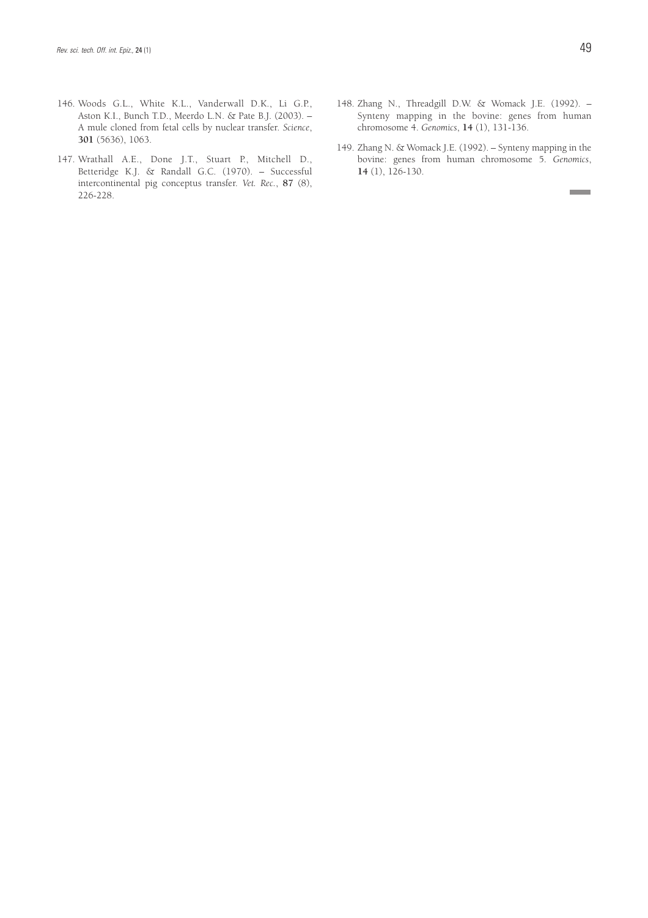146. Woods G.L., White K.L., Vanderwall D.K., Li G.P., Aston K.I., Bunch T.D., Meerdo L.N. & Pate B.J. (2003). – A mule cloned from fetal cells by nuclear transfer. *Science*, **301** (5636), 1063.

147. Wrathall A.E., Done J.T., Stuart P., Mitchell D., Betteridge K.J. & Randall G.C. (1970). – Successful intercontinental pig conceptus transfer. *Vet. Rec.*, **87** (8), 226-228.

148. Zhang N., Threadgill D.W. & Womack J.E. (1992). – Synteny mapping in the bovine: genes from human chromosome 4. *Genomics*, **14** (1), 131-136.

149. Zhang N. & Womack J.E. (1992). – Synteny mapping in the bovine: genes from human chromosome 5. *Genomics*, **14** (1), 126-130.